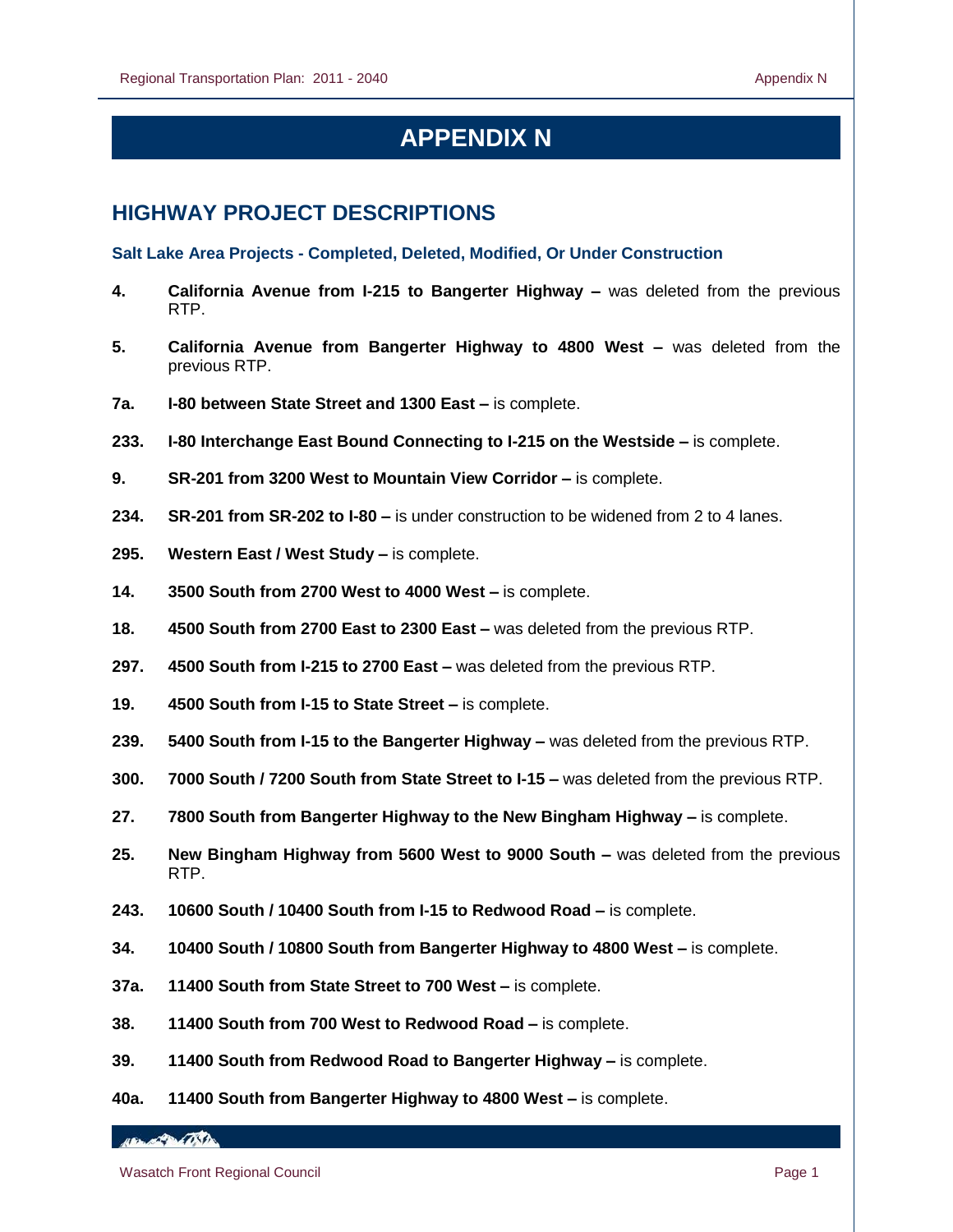# APPENDIX N

## HIGHWAY PROJECT DESCRIPTIONS

### Salt Lake Area Projects - Completed, Deleted, Modified, Or Under Construction

**4.** **California Avenue from I-215 to Bangerter Highway –** was deleted from the previous RTP.

**5.** **California Avenue from Bangerter Highway to 4800 West –** was deleted from the previous RTP.

**7a.** **I-80 between State Street and 1300 East –** is complete.

**233.** **I-80 Interchange East Bound Connecting to I-215 on the Westside –** is complete.

**9.** **SR-201 from 3200 West to Mountain View Corridor –** is complete.

**234.** **SR-201 from SR-202 to I-80 –** is under construction to be widened from 2 to 4 lanes.

**295.** **Western East / West Study –** is complete.

**14.** **3500 South from 2700 West to 4000 West –** is complete.

**18.** **4500 South from 2700 East to 2300 East –** was deleted from the previous RTP.

**297.** **4500 South from I-215 to 2700 East –** was deleted from the previous RTP.

**19.** **4500 South from I-15 to State Street –** is complete.

**239.** **5400 South from I-15 to the Bangerter Highway –** was deleted from the previous RTP.

**300.** **7000 South / 7200 South from State Street to I-15 –** was deleted from the previous RTP.

**27.** **7800 South from Bangerter Highway to the New Bingham Highway –** is complete.

**25.** **New Bingham Highway from 5600 West to 9000 South –** was deleted from the previous RTP.

**243.** **10600 South / 10400 South from I-15 to Redwood Road –** is complete.

**34.** **10400 South / 10800 South from Bangerter Highway to 4800 West –** is complete.

**37a.** **11400 South from State Street to 700 West –** is complete.

**38.** **11400 South from 700 West to Redwood Road –** is complete.

**39.** **11400 South from Redwood Road to Bangerter Highway –** is complete.

**40a.** **11400 South from Bangerter Highway to 4800 West –** is complete.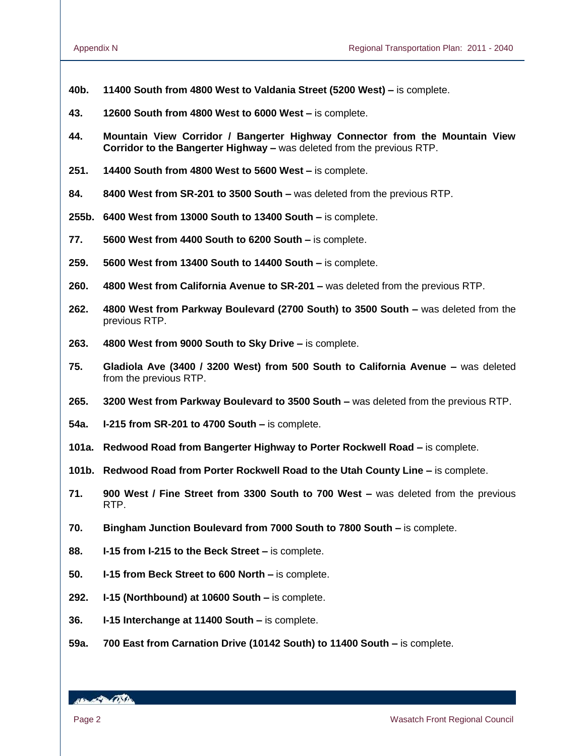**40b. 11400 South from 4800 West to Valdania Street (5200 West) –** is complete.

**43. 12600 South from 4800 West to 6000 West –** is complete.

**44. Mountain View Corridor / Bangerter Highway Connector from the Mountain View Corridor to the Bangerter Highway –** was deleted from the previous RTP.

**251. 14400 South from 4800 West to 5600 West –** is complete.

**84. 8400 West from SR-201 to 3500 South –** was deleted from the previous RTP.

**255b. 6400 West from 13000 South to 13400 South –** is complete.

**77. 5600 West from 4400 South to 6200 South –** is complete.

**259. 5600 West from 13400 South to 14400 South –** is complete.

**260. 4800 West from California Avenue to SR-201 –** was deleted from the previous RTP.

**262. 4800 West from Parkway Boulevard (2700 South) to 3500 South –** was deleted from the previous RTP.

**263. 4800 West from 9000 South to Sky Drive –** is complete.

**75. Gladiola Ave (3400 / 3200 West) from 500 South to California Avenue –** was deleted from the previous RTP.

**265. 3200 West from Parkway Boulevard to 3500 South –** was deleted from the previous RTP.

**54a. I-215 from SR-201 to 4700 South –** is complete.

**101a. Redwood Road from Bangerter Highway to Porter Rockwell Road –** is complete.

**101b. Redwood Road from Porter Rockwell Road to the Utah County Line –** is complete.

**71. 900 West / Fine Street from 3300 South to 700 West –** was deleted from the previous RTP.

**70. Bingham Junction Boulevard from 7000 South to 7800 South –** is complete.

**88. I-15 from I-215 to the Beck Street –** is complete.

**50. I-15 from Beck Street to 600 North –** is complete.

**292. I-15 (Northbound) at 10600 South –** is complete.

**36. I-15 Interchange at 11400 South –** is complete.

**59a. 700 East from Carnation Drive (10142 South) to 11400 South –** is complete.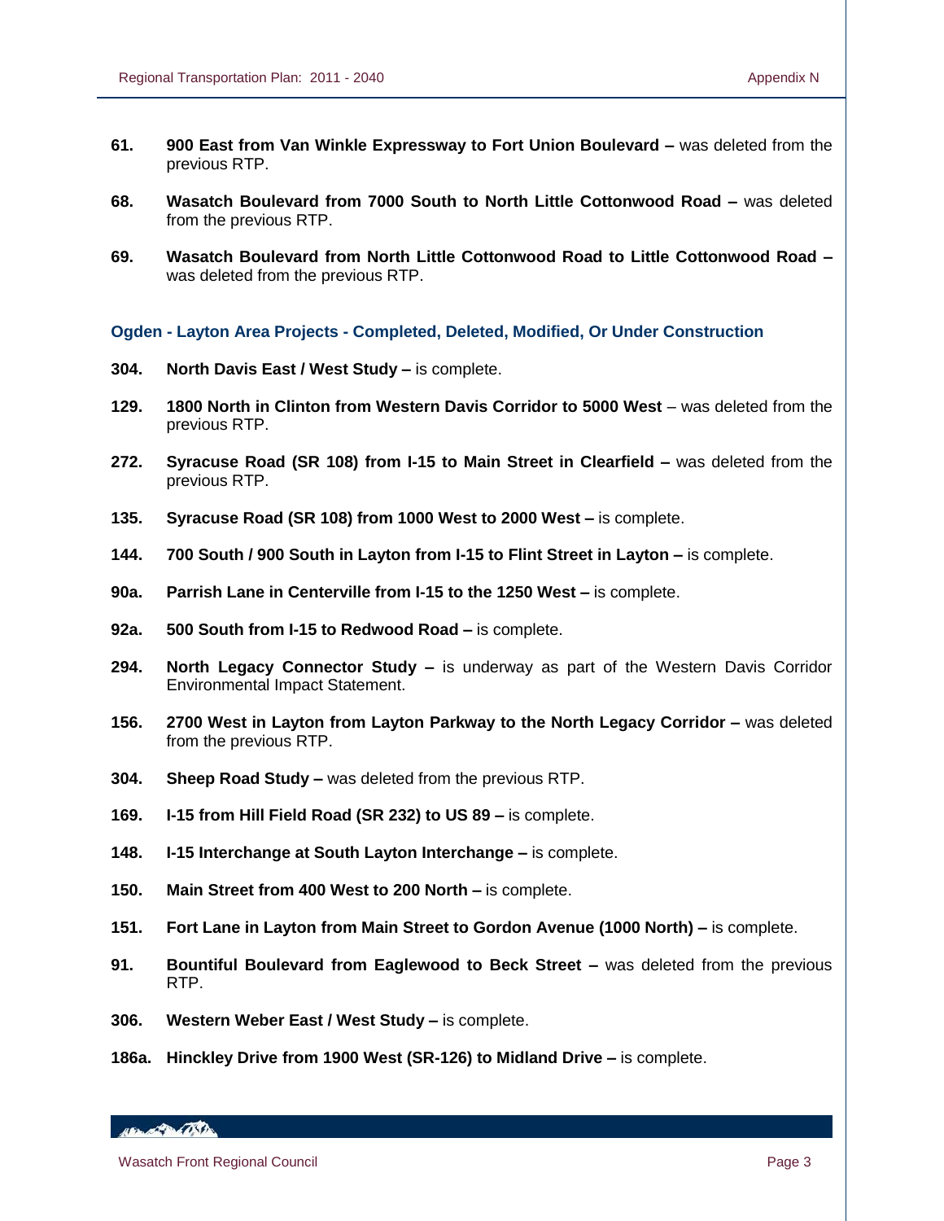**61. 900 East from Van Winkle Expressway to Fort Union Boulevard –** was deleted from the previous RTP.

**68. Wasatch Boulevard from 7000 South to North Little Cottonwood Road –** was deleted from the previous RTP.

**69. Wasatch Boulevard from North Little Cottonwood Road to Little Cottonwood Road –** was deleted from the previous RTP.

### Ogden - Layton Area Projects - Completed, Deleted, Modified, Or Under Construction

**304. North Davis East / West Study –** is complete.

**129. 1800 North in Clinton from Western Davis Corridor to 5000 West** – was deleted from the previous RTP.

**272. Syracuse Road (SR 108) from I-15 to Main Street in Clearfield –** was deleted from the previous RTP.

**135. Syracuse Road (SR 108) from 1000 West to 2000 West –** is complete.

**144. 700 South / 900 South in Layton from I-15 to Flint Street in Layton –** is complete.

**90a. Parrish Lane in Centerville from I-15 to the 1250 West –** is complete.

**92a. 500 South from I-15 to Redwood Road –** is complete.

**294. North Legacy Connector Study –** is underway as part of the Western Davis Corridor Environmental Impact Statement.

**156. 2700 West in Layton from Layton Parkway to the North Legacy Corridor –** was deleted from the previous RTP.

**304. Sheep Road Study –** was deleted from the previous RTP.

**169. I-15 from Hill Field Road (SR 232) to US 89 –** is complete.

**148. I-15 Interchange at South Layton Interchange –** is complete.

**150. Main Street from 400 West to 200 North –** is complete.

**151. Fort Lane in Layton from Main Street to Gordon Avenue (1000 North) –** is complete.

**91. Bountiful Boulevard from Eaglewood to Beck Street –** was deleted from the previous RTP.

**306. Western Weber East / West Study –** is complete.

**186a. Hinckley Drive from 1900 West (SR-126) to Midland Drive –** is complete.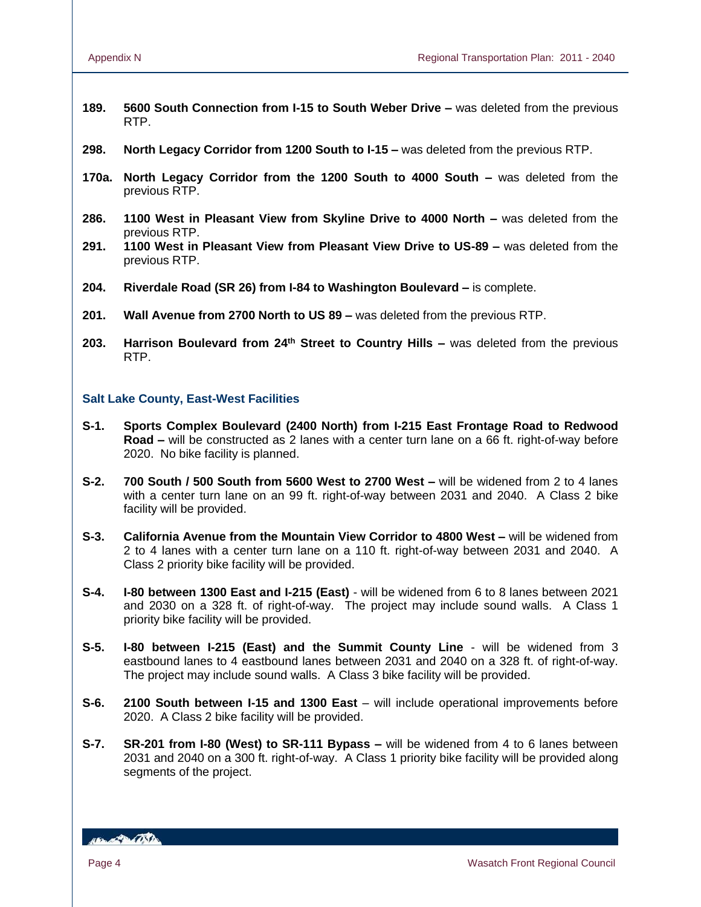**189. 5600 South Connection from I-15 to South Weber Drive –** was deleted from the previous RTP.

**298. North Legacy Corridor from 1200 South to I-15 –** was deleted from the previous RTP.

**170a. North Legacy Corridor from the 1200 South to 4000 South –** was deleted from the previous RTP.

**286. 1100 West in Pleasant View from Skyline Drive to 4000 North –** was deleted from the previous RTP.

**291. 1100 West in Pleasant View from Pleasant View Drive to US-89 –** was deleted from the previous RTP.

**204. Riverdale Road (SR 26) from I-84 to Washington Boulevard –** is complete.

**201. Wall Avenue from 2700 North to US 89 –** was deleted from the previous RTP.

**203. Harrison Boulevard from 24th Street to Country Hills –** was deleted from the previous RTP.

### Salt Lake County, East-West Facilities

**S-1. Sports Complex Boulevard (2400 North) from I-215 East Frontage Road to Redwood Road –** will be constructed as 2 lanes with a center turn lane on a 66 ft. right-of-way before 2020. No bike facility is planned.

**S-2. 700 South / 500 South from 5600 West to 2700 West –** will be widened from 2 to 4 lanes with a center turn lane on an 99 ft. right-of-way between 2031 and 2040. A Class 2 bike facility will be provided.

**S-3. California Avenue from the Mountain View Corridor to 4800 West –** will be widened from 2 to 4 lanes with a center turn lane on a 110 ft. right-of-way between 2031 and 2040. A Class 2 priority bike facility will be provided.

**S-4. I-80 between 1300 East and I-215 (East)** - will be widened from 6 to 8 lanes between 2021 and 2030 on a 328 ft. of right-of-way. The project may include sound walls. A Class 1 priority bike facility will be provided.

**S-5. I-80 between I-215 (East) and the Summit County Line** - will be widened from 3 eastbound lanes to 4 eastbound lanes between 2031 and 2040 on a 328 ft. of right-of-way. The project may include sound walls. A Class 3 bike facility will be provided.

**S-6. 2100 South between I-15 and 1300 East** – will include operational improvements before 2020. A Class 2 bike facility will be provided.

**S-7. SR-201 from I-80 (West) to SR-111 Bypass –** will be widened from 4 to 6 lanes between 2031 and 2040 on a 300 ft. right-of-way. A Class 1 priority bike facility will be provided along segments of the project.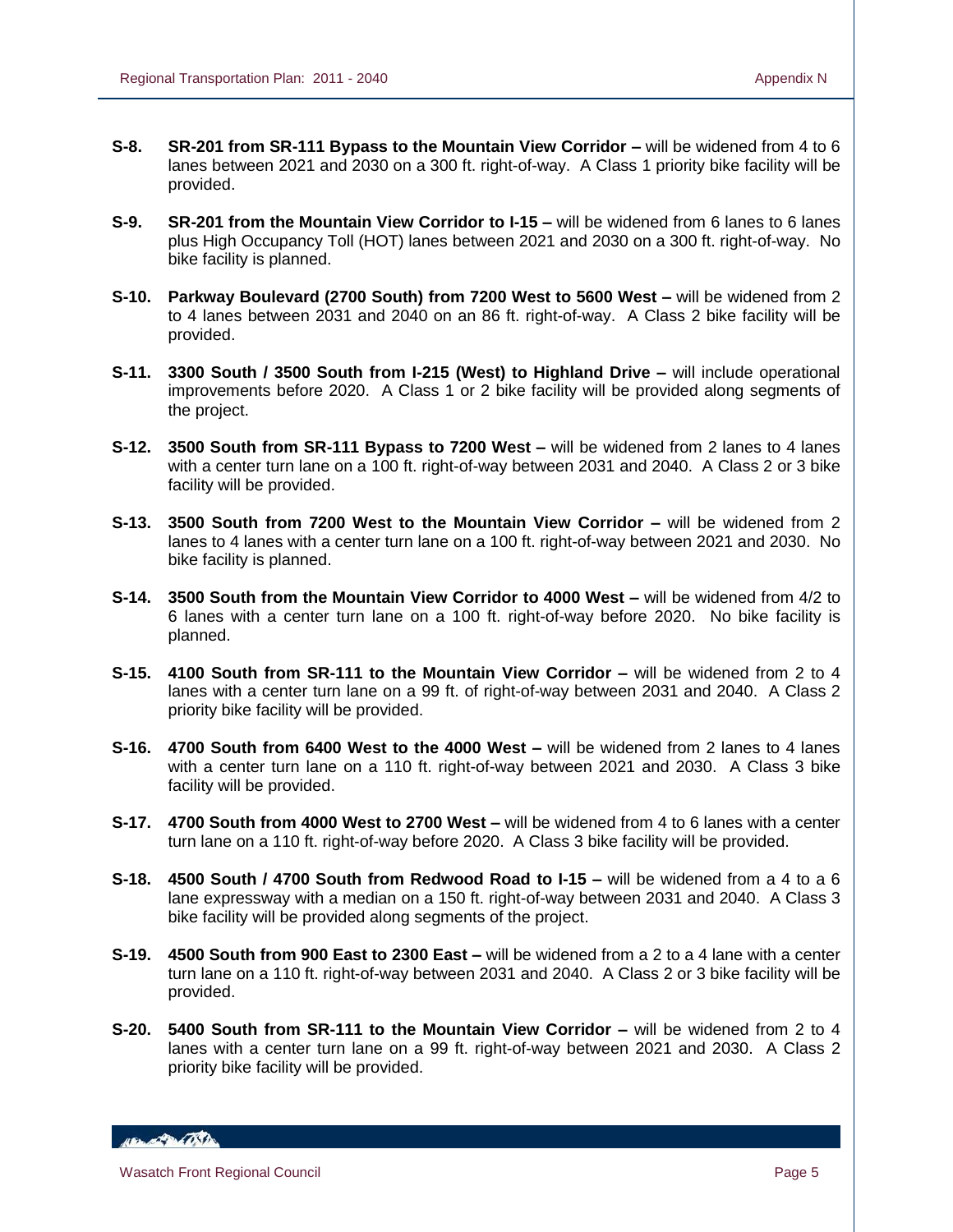**S-8.** **SR-201 from SR-111 Bypass to the Mountain View Corridor –** will be widened from 4 to 6 lanes between 2021 and 2030 on a 300 ft. right-of-way. A Class 1 priority bike facility will be provided.

**S-9.** **SR-201 from the Mountain View Corridor to I-15 –** will be widened from 6 lanes to 6 lanes plus High Occupancy Toll (HOT) lanes between 2021 and 2030 on a 300 ft. right-of-way. No bike facility is planned.

**S-10.** **Parkway Boulevard (2700 South) from 7200 West to 5600 West –** will be widened from 2 to 4 lanes between 2031 and 2040 on an 86 ft. right-of-way. A Class 2 bike facility will be provided.

**S-11.** **3300 South / 3500 South from I-215 (West) to Highland Drive –** will include operational improvements before 2020. A Class 1 or 2 bike facility will be provided along segments of the project.

**S-12.** **3500 South from SR-111 Bypass to 7200 West –** will be widened from 2 lanes to 4 lanes with a center turn lane on a 100 ft. right-of-way between 2031 and 2040. A Class 2 or 3 bike facility will be provided.

**S-13.** **3500 South from 7200 West to the Mountain View Corridor –** will be widened from 2 lanes to 4 lanes with a center turn lane on a 100 ft. right-of-way between 2021 and 2030. No bike facility is planned.

**S-14.** **3500 South from the Mountain View Corridor to 4000 West –** will be widened from 4/2 to 6 lanes with a center turn lane on a 100 ft. right-of-way before 2020. No bike facility is planned.

**S-15.** **4100 South from SR-111 to the Mountain View Corridor –** will be widened from 2 to 4 lanes with a center turn lane on a 99 ft. of right-of-way between 2031 and 2040. A Class 2 priority bike facility will be provided.

**S-16.** **4700 South from 6400 West to the 4000 West –** will be widened from 2 lanes to 4 lanes with a center turn lane on a 110 ft. right-of-way between 2021 and 2030. A Class 3 bike facility will be provided.

**S-17.** **4700 South from 4000 West to 2700 West –** will be widened from 4 to 6 lanes with a center turn lane on a 110 ft. right-of-way before 2020. A Class 3 bike facility will be provided.

**S-18.** **4500 South / 4700 South from Redwood Road to I-15 –** will be widened from a 4 to a 6 lane expressway with a median on a 150 ft. right-of-way between 2031 and 2040. A Class 3 bike facility will be provided along segments of the project.

**S-19.** **4500 South from 900 East to 2300 East –** will be widened from a 2 to a 4 lane with a center turn lane on a 110 ft. right-of-way between 2031 and 2040. A Class 2 or 3 bike facility will be provided.

**S-20.** **5400 South from SR-111 to the Mountain View Corridor –** will be widened from 2 to 4 lanes with a center turn lane on a 99 ft. right-of-way between 2021 and 2030. A Class 2 priority bike facility will be provided.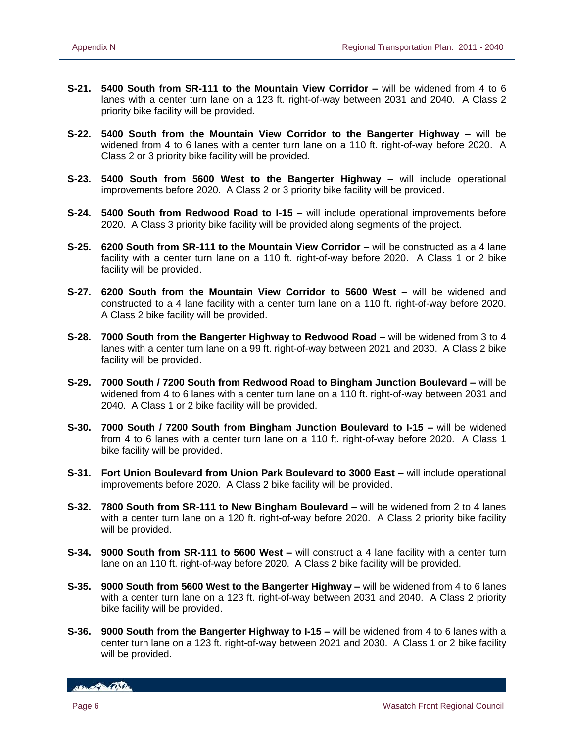**S-21. 5400 South from SR-111 to the Mountain View Corridor –** will be widened from 4 to 6 lanes with a center turn lane on a 123 ft. right-of-way between 2031 and 2040. A Class 2 priority bike facility will be provided.

**S-22. 5400 South from the Mountain View Corridor to the Bangerter Highway –** will be widened from 4 to 6 lanes with a center turn lane on a 110 ft. right-of-way before 2020. A Class 2 or 3 priority bike facility will be provided.

**S-23. 5400 South from 5600 West to the Bangerter Highway –** will include operational improvements before 2020. A Class 2 or 3 priority bike facility will be provided.

**S-24. 5400 South from Redwood Road to I-15 –** will include operational improvements before 2020. A Class 3 priority bike facility will be provided along segments of the project.

**S-25. 6200 South from SR-111 to the Mountain View Corridor –** will be constructed as a 4 lane facility with a center turn lane on a 110 ft. right-of-way before 2020. A Class 1 or 2 bike facility will be provided.

**S-27. 6200 South from the Mountain View Corridor to 5600 West –** will be widened and constructed to a 4 lane facility with a center turn lane on a 110 ft. right-of-way before 2020. A Class 2 bike facility will be provided.

**S-28. 7000 South from the Bangerter Highway to Redwood Road –** will be widened from 3 to 4 lanes with a center turn lane on a 99 ft. right-of-way between 2021 and 2030. A Class 2 bike facility will be provided.

**S-29. 7000 South / 7200 South from Redwood Road to Bingham Junction Boulevard –** will be widened from 4 to 6 lanes with a center turn lane on a 110 ft. right-of-way between 2031 and 2040. A Class 1 or 2 bike facility will be provided.

**S-30. 7000 South / 7200 South from Bingham Junction Boulevard to I-15 –** will be widened from 4 to 6 lanes with a center turn lane on a 110 ft. right-of-way before 2020. A Class 1 bike facility will be provided.

**S-31. Fort Union Boulevard from Union Park Boulevard to 3000 East –** will include operational improvements before 2020. A Class 2 bike facility will be provided.

**S-32. 7800 South from SR-111 to New Bingham Boulevard –** will be widened from 2 to 4 lanes with a center turn lane on a 120 ft. right-of-way before 2020. A Class 2 priority bike facility will be provided.

**S-34. 9000 South from SR-111 to 5600 West –** will construct a 4 lane facility with a center turn lane on an 110 ft. right-of-way before 2020. A Class 2 bike facility will be provided.

**S-35. 9000 South from 5600 West to the Bangerter Highway –** will be widened from 4 to 6 lanes with a center turn lane on a 123 ft. right-of-way between 2031 and 2040. A Class 2 priority bike facility will be provided.

**S-36. 9000 South from the Bangerter Highway to I-15 –** will be widened from 4 to 6 lanes with a center turn lane on a 123 ft. right-of-way between 2021 and 2030. A Class 1 or 2 bike facility will be provided.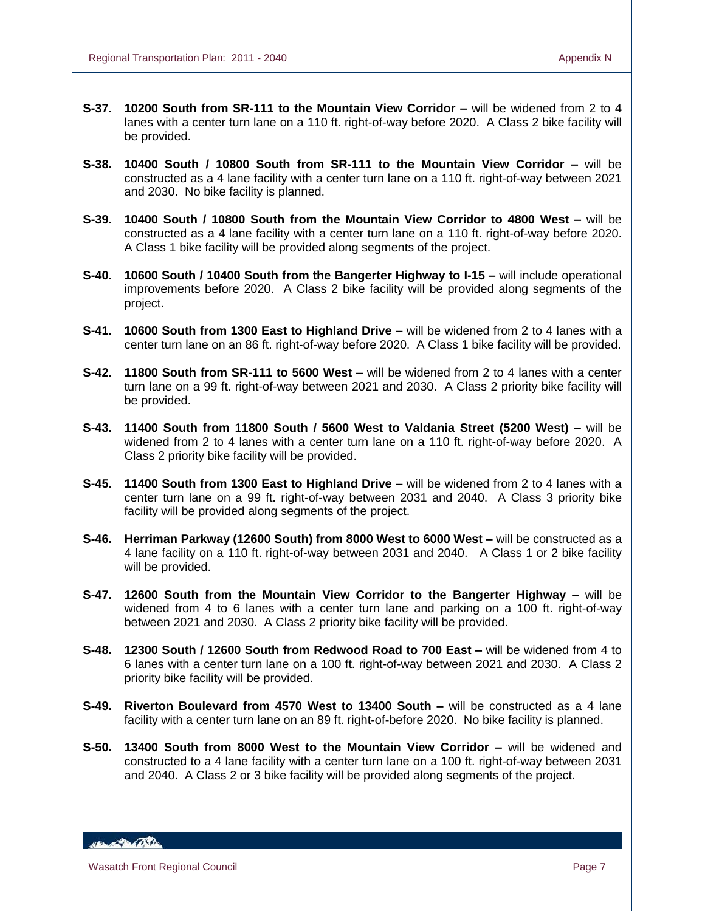**S-37. 10200 South from SR-111 to the Mountain View Corridor –** will be widened from 2 to 4 lanes with a center turn lane on a 110 ft. right-of-way before 2020. A Class 2 bike facility will be provided.

**S-38. 10400 South / 10800 South from SR-111 to the Mountain View Corridor –** will be constructed as a 4 lane facility with a center turn lane on a 110 ft. right-of-way between 2021 and 2030. No bike facility is planned.

**S-39. 10400 South / 10800 South from the Mountain View Corridor to 4800 West –** will be constructed as a 4 lane facility with a center turn lane on a 110 ft. right-of-way before 2020. A Class 1 bike facility will be provided along segments of the project.

**S-40. 10600 South / 10400 South from the Bangerter Highway to I-15 –** will include operational improvements before 2020. A Class 2 bike facility will be provided along segments of the project.

**S-41. 10600 South from 1300 East to Highland Drive –** will be widened from 2 to 4 lanes with a center turn lane on an 86 ft. right-of-way before 2020. A Class 1 bike facility will be provided.

**S-42. 11800 South from SR-111 to 5600 West –** will be widened from 2 to 4 lanes with a center turn lane on a 99 ft. right-of-way between 2021 and 2030. A Class 2 priority bike facility will be provided.

**S-43. 11400 South from 11800 South / 5600 West to Valdania Street (5200 West) –** will be widened from 2 to 4 lanes with a center turn lane on a 110 ft. right-of-way before 2020. A Class 2 priority bike facility will be provided.

**S-45. 11400 South from 1300 East to Highland Drive –** will be widened from 2 to 4 lanes with a center turn lane on a 99 ft. right-of-way between 2031 and 2040. A Class 3 priority bike facility will be provided along segments of the project.

**S-46. Herriman Parkway (12600 South) from 8000 West to 6000 West –** will be constructed as a 4 lane facility on a 110 ft. right-of-way between 2031 and 2040. A Class 1 or 2 bike facility will be provided.

**S-47. 12600 South from the Mountain View Corridor to the Bangerter Highway –** will be widened from 4 to 6 lanes with a center turn lane and parking on a 100 ft. right-of-way between 2021 and 2030. A Class 2 priority bike facility will be provided.

**S-48. 12300 South / 12600 South from Redwood Road to 700 East –** will be widened from 4 to 6 lanes with a center turn lane on a 100 ft. right-of-way between 2021 and 2030. A Class 2 priority bike facility will be provided.

**S-49. Riverton Boulevard from 4570 West to 13400 South –** will be constructed as a 4 lane facility with a center turn lane on an 89 ft. right-of-before 2020. No bike facility is planned.

**S-50. 13400 South from 8000 West to the Mountain View Corridor –** will be widened and constructed to a 4 lane facility with a center turn lane on a 100 ft. right-of-way between 2031 and 2040. A Class 2 or 3 bike facility will be provided along segments of the project.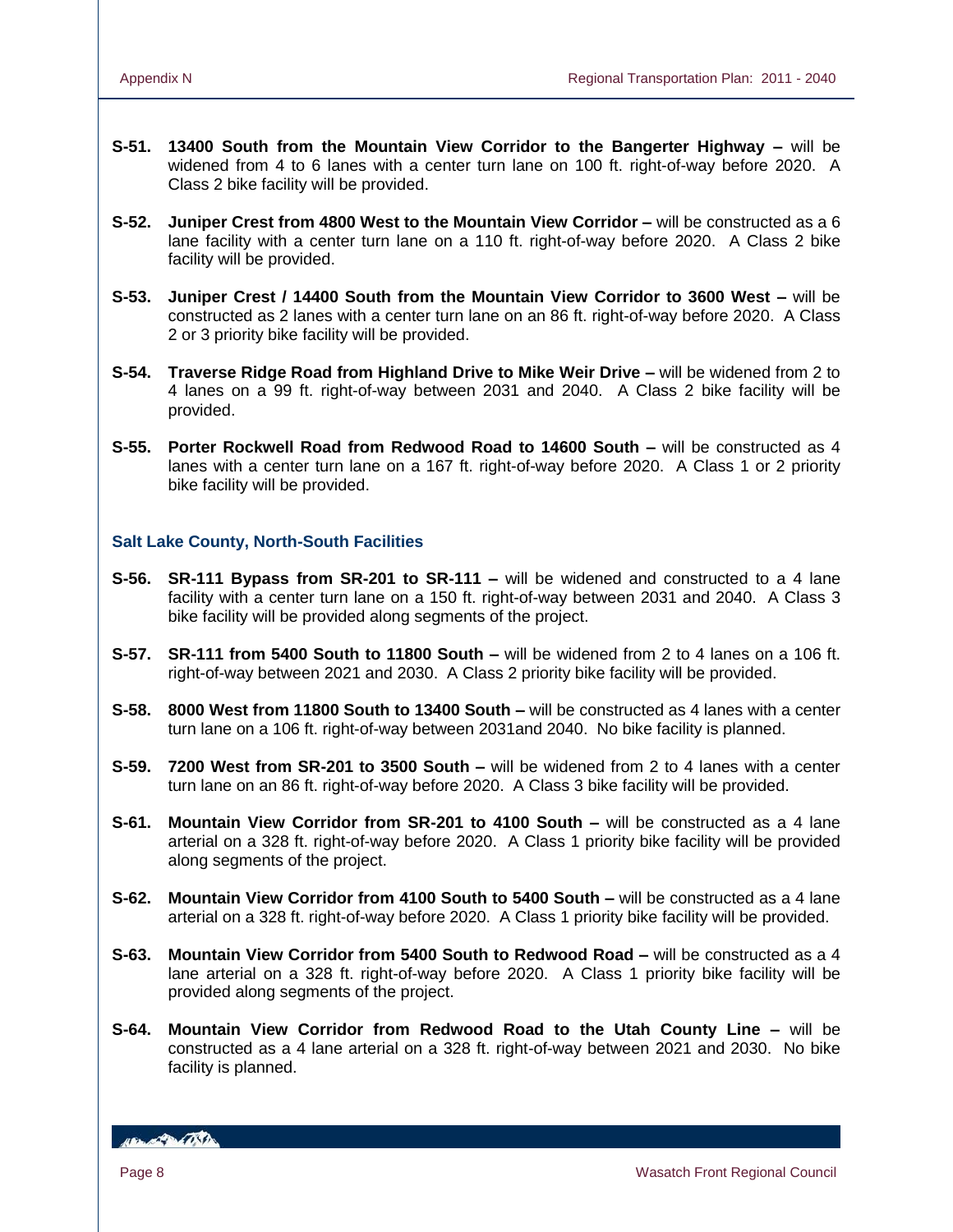**S-51. 13400 South from the Mountain View Corridor to the Bangerter Highway –** will be widened from 4 to 6 lanes with a center turn lane on 100 ft. right-of-way before 2020. A Class 2 bike facility will be provided.

**S-52. Juniper Crest from 4800 West to the Mountain View Corridor –** will be constructed as a 6 lane facility with a center turn lane on a 110 ft. right-of-way before 2020. A Class 2 bike facility will be provided.

**S-53. Juniper Crest / 14400 South from the Mountain View Corridor to 3600 West –** will be constructed as 2 lanes with a center turn lane on an 86 ft. right-of-way before 2020. A Class 2 or 3 priority bike facility will be provided.

**S-54. Traverse Ridge Road from Highland Drive to Mike Weir Drive –** will be widened from 2 to 4 lanes on a 99 ft. right-of-way between 2031 and 2040. A Class 2 bike facility will be provided.

**S-55. Porter Rockwell Road from Redwood Road to 14600 South –** will be constructed as 4 lanes with a center turn lane on a 167 ft. right-of-way before 2020. A Class 1 or 2 priority bike facility will be provided.

### Salt Lake County, North-South Facilities

**S-56. SR-111 Bypass from SR-201 to SR-111 –** will be widened and constructed to a 4 lane facility with a center turn lane on a 150 ft. right-of-way between 2031 and 2040. A Class 3 bike facility will be provided along segments of the project.

**S-57. SR-111 from 5400 South to 11800 South –** will be widened from 2 to 4 lanes on a 106 ft. right-of-way between 2021 and 2030. A Class 2 priority bike facility will be provided.

**S-58. 8000 West from 11800 South to 13400 South –** will be constructed as 4 lanes with a center turn lane on a 106 ft. right-of-way between 2031and 2040. No bike facility is planned.

**S-59. 7200 West from SR-201 to 3500 South –** will be widened from 2 to 4 lanes with a center turn lane on an 86 ft. right-of-way before 2020. A Class 3 bike facility will be provided.

**S-61. Mountain View Corridor from SR-201 to 4100 South –** will be constructed as a 4 lane arterial on a 328 ft. right-of-way before 2020. A Class 1 priority bike facility will be provided along segments of the project.

**S-62. Mountain View Corridor from 4100 South to 5400 South –** will be constructed as a 4 lane arterial on a 328 ft. right-of-way before 2020. A Class 1 priority bike facility will be provided.

**S-63. Mountain View Corridor from 5400 South to Redwood Road –** will be constructed as a 4 lane arterial on a 328 ft. right-of-way before 2020. A Class 1 priority bike facility will be provided along segments of the project.

**S-64. Mountain View Corridor from Redwood Road to the Utah County Line –** will be constructed as a 4 lane arterial on a 328 ft. right-of-way between 2021 and 2030. No bike facility is planned.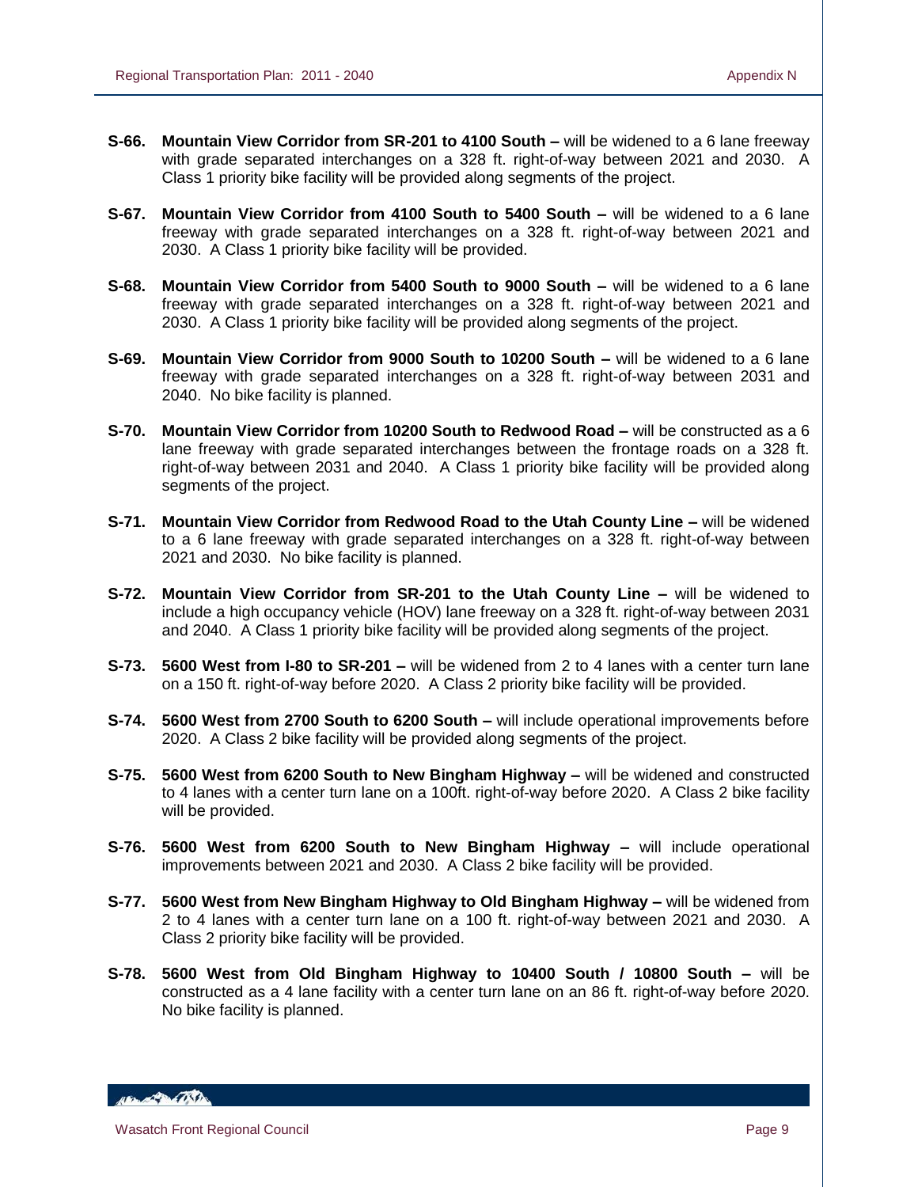**S-66. Mountain View Corridor from SR-201 to 4100 South –** will be widened to a 6 lane freeway with grade separated interchanges on a 328 ft. right-of-way between 2021 and 2030. A Class 1 priority bike facility will be provided along segments of the project.

**S-67. Mountain View Corridor from 4100 South to 5400 South –** will be widened to a 6 lane freeway with grade separated interchanges on a 328 ft. right-of-way between 2021 and 2030. A Class 1 priority bike facility will be provided.

**S-68. Mountain View Corridor from 5400 South to 9000 South –** will be widened to a 6 lane freeway with grade separated interchanges on a 328 ft. right-of-way between 2021 and 2030. A Class 1 priority bike facility will be provided along segments of the project.

**S-69. Mountain View Corridor from 9000 South to 10200 South –** will be widened to a 6 lane freeway with grade separated interchanges on a 328 ft. right-of-way between 2031 and 2040. No bike facility is planned.

**S-70. Mountain View Corridor from 10200 South to Redwood Road –** will be constructed as a 6 lane freeway with grade separated interchanges between the frontage roads on a 328 ft. right-of-way between 2031 and 2040. A Class 1 priority bike facility will be provided along segments of the project.

**S-71. Mountain View Corridor from Redwood Road to the Utah County Line –** will be widened to a 6 lane freeway with grade separated interchanges on a 328 ft. right-of-way between 2021 and 2030. No bike facility is planned.

**S-72. Mountain View Corridor from SR-201 to the Utah County Line –** will be widened to include a high occupancy vehicle (HOV) lane freeway on a 328 ft. right-of-way between 2031 and 2040. A Class 1 priority bike facility will be provided along segments of the project.

**S-73. 5600 West from I-80 to SR-201 –** will be widened from 2 to 4 lanes with a center turn lane on a 150 ft. right-of-way before 2020. A Class 2 priority bike facility will be provided.

**S-74. 5600 West from 2700 South to 6200 South –** will include operational improvements before 2020. A Class 2 bike facility will be provided along segments of the project.

**S-75. 5600 West from 6200 South to New Bingham Highway –** will be widened and constructed to 4 lanes with a center turn lane on a 100ft. right-of-way before 2020. A Class 2 bike facility will be provided.

**S-76. 5600 West from 6200 South to New Bingham Highway –** will include operational improvements between 2021 and 2030. A Class 2 bike facility will be provided.

**S-77. 5600 West from New Bingham Highway to Old Bingham Highway –** will be widened from 2 to 4 lanes with a center turn lane on a 100 ft. right-of-way between 2021 and 2030. A Class 2 priority bike facility will be provided.

**S-78. 5600 West from Old Bingham Highway to 10400 South / 10800 South –** will be constructed as a 4 lane facility with a center turn lane on an 86 ft. right-of-way before 2020. No bike facility is planned.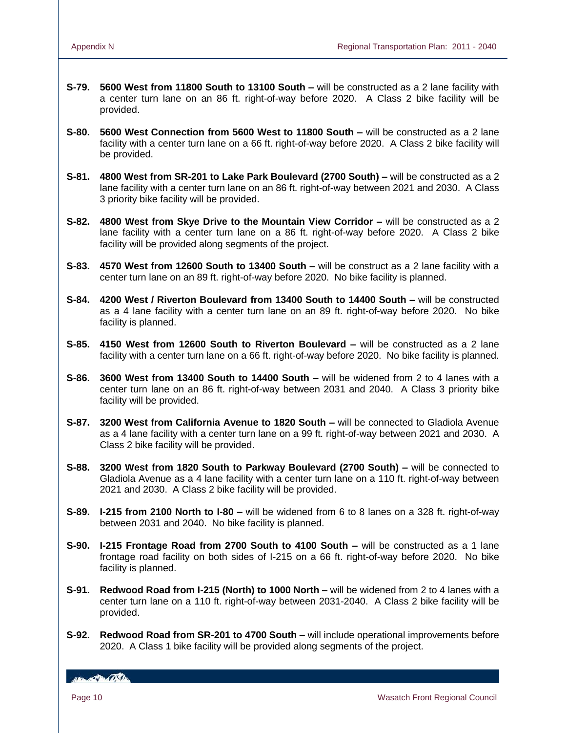**S-79. 5600 West from 11800 South to 13100 South –** will be constructed as a 2 lane facility with a center turn lane on an 86 ft. right-of-way before 2020. A Class 2 bike facility will be provided.

**S-80. 5600 West Connection from 5600 West to 11800 South –** will be constructed as a 2 lane facility with a center turn lane on a 66 ft. right-of-way before 2020. A Class 2 bike facility will be provided.

**S-81. 4800 West from SR-201 to Lake Park Boulevard (2700 South) –** will be constructed as a 2 lane facility with a center turn lane on an 86 ft. right-of-way between 2021 and 2030. A Class 3 priority bike facility will be provided.

**S-82. 4800 West from Skye Drive to the Mountain View Corridor –** will be constructed as a 2 lane facility with a center turn lane on a 86 ft. right-of-way before 2020. A Class 2 bike facility will be provided along segments of the project.

**S-83. 4570 West from 12600 South to 13400 South –** will be construct as a 2 lane facility with a center turn lane on an 89 ft. right-of-way before 2020. No bike facility is planned.

**S-84. 4200 West / Riverton Boulevard from 13400 South to 14400 South –** will be constructed as a 4 lane facility with a center turn lane on an 89 ft. right-of-way before 2020. No bike facility is planned.

**S-85. 4150 West from 12600 South to Riverton Boulevard –** will be constructed as a 2 lane facility with a center turn lane on a 66 ft. right-of-way before 2020. No bike facility is planned.

**S-86. 3600 West from 13400 South to 14400 South –** will be widened from 2 to 4 lanes with a center turn lane on an 86 ft. right-of-way between 2031 and 2040. A Class 3 priority bike facility will be provided.

**S-87. 3200 West from California Avenue to 1820 South –** will be connected to Gladiola Avenue as a 4 lane facility with a center turn lane on a 99 ft. right-of-way between 2021 and 2030. A Class 2 bike facility will be provided.

**S-88. 3200 West from 1820 South to Parkway Boulevard (2700 South) –** will be connected to Gladiola Avenue as a 4 lane facility with a center turn lane on a 110 ft. right-of-way between 2021 and 2030. A Class 2 bike facility will be provided.

**S-89. I-215 from 2100 North to I-80 –** will be widened from 6 to 8 lanes on a 328 ft. right-of-way between 2031 and 2040. No bike facility is planned.

**S-90. I-215 Frontage Road from 2700 South to 4100 South –** will be constructed as a 1 lane frontage road facility on both sides of I-215 on a 66 ft. right-of-way before 2020. No bike facility is planned.

**S-91. Redwood Road from I-215 (North) to 1000 North –** will be widened from 2 to 4 lanes with a center turn lane on a 110 ft. right-of-way between 2031-2040. A Class 2 bike facility will be provided.

**S-92. Redwood Road from SR-201 to 4700 South –** will include operational improvements before 2020. A Class 1 bike facility will be provided along segments of the project.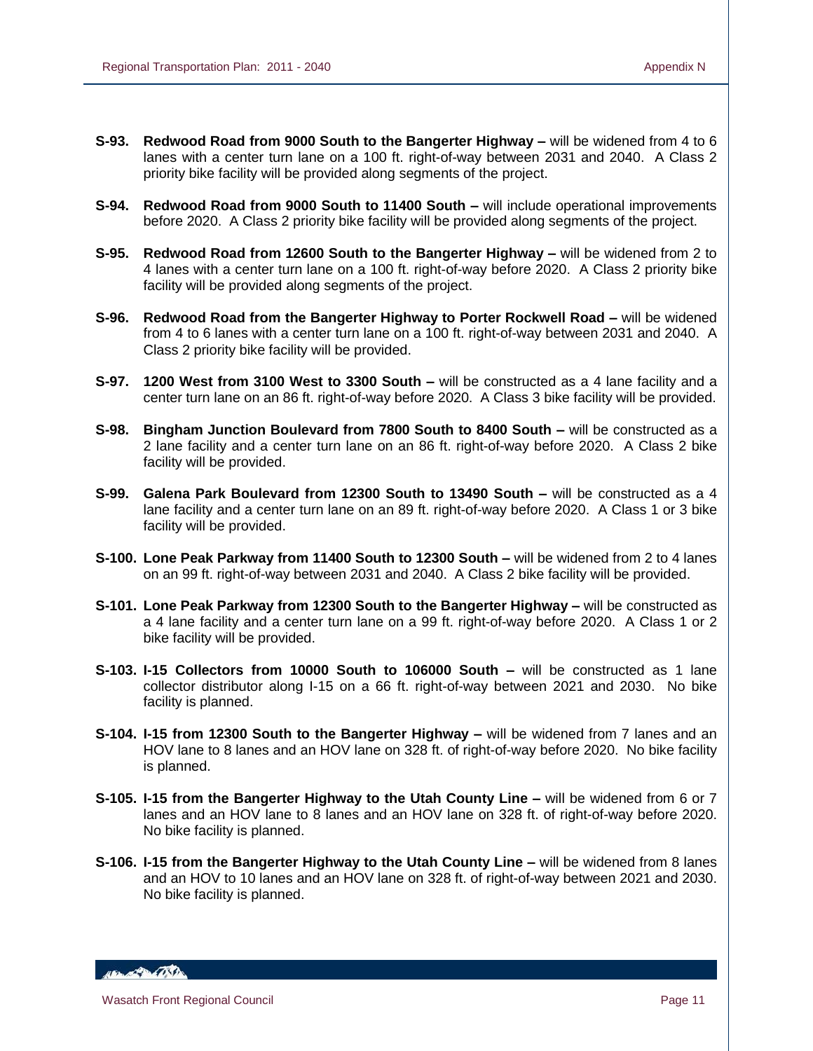**S-93. Redwood Road from 9000 South to the Bangerter Highway –** will be widened from 4 to 6 lanes with a center turn lane on a 100 ft. right-of-way between 2031 and 2040. A Class 2 priority bike facility will be provided along segments of the project.

**S-94. Redwood Road from 9000 South to 11400 South –** will include operational improvements before 2020. A Class 2 priority bike facility will be provided along segments of the project.

**S-95. Redwood Road from 12600 South to the Bangerter Highway –** will be widened from 2 to 4 lanes with a center turn lane on a 100 ft. right-of-way before 2020. A Class 2 priority bike facility will be provided along segments of the project.

**S-96. Redwood Road from the Bangerter Highway to Porter Rockwell Road –** will be widened from 4 to 6 lanes with a center turn lane on a 100 ft. right-of-way between 2031 and 2040. A Class 2 priority bike facility will be provided.

**S-97. 1200 West from 3100 West to 3300 South –** will be constructed as a 4 lane facility and a center turn lane on an 86 ft. right-of-way before 2020. A Class 3 bike facility will be provided.

**S-98. Bingham Junction Boulevard from 7800 South to 8400 South –** will be constructed as a 2 lane facility and a center turn lane on an 86 ft. right-of-way before 2020. A Class 2 bike facility will be provided.

**S-99. Galena Park Boulevard from 12300 South to 13490 South –** will be constructed as a 4 lane facility and a center turn lane on an 89 ft. right-of-way before 2020. A Class 1 or 3 bike facility will be provided.

**S-100. Lone Peak Parkway from 11400 South to 12300 South –** will be widened from 2 to 4 lanes on an 99 ft. right-of-way between 2031 and 2040. A Class 2 bike facility will be provided.

**S-101. Lone Peak Parkway from 12300 South to the Bangerter Highway –** will be constructed as a 4 lane facility and a center turn lane on a 99 ft. right-of-way before 2020. A Class 1 or 2 bike facility will be provided.

**S-103. I-15 Collectors from 10000 South to 106000 South –** will be constructed as 1 lane collector distributor along I-15 on a 66 ft. right-of-way between 2021 and 2030. No bike facility is planned.

**S-104. I-15 from 12300 South to the Bangerter Highway –** will be widened from 7 lanes and an HOV lane to 8 lanes and an HOV lane on 328 ft. of right-of-way before 2020. No bike facility is planned.

**S-105. I-15 from the Bangerter Highway to the Utah County Line –** will be widened from 6 or 7 lanes and an HOV lane to 8 lanes and an HOV lane on 328 ft. of right-of-way before 2020. No bike facility is planned.

**S-106. I-15 from the Bangerter Highway to the Utah County Line –** will be widened from 8 lanes and an HOV to 10 lanes and an HOV lane on 328 ft. of right-of-way between 2021 and 2030. No bike facility is planned.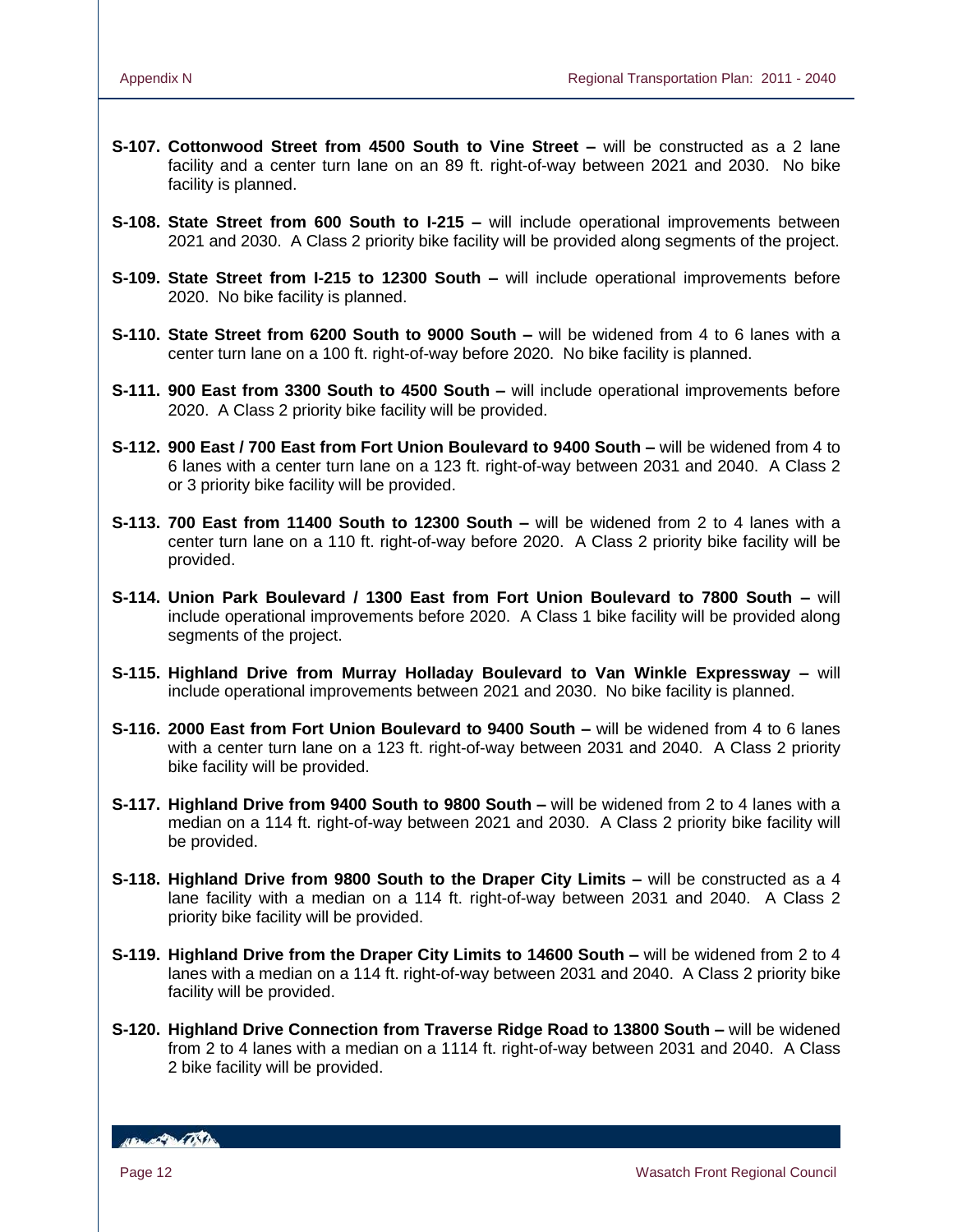**S-107. Cottonwood Street from 4500 South to Vine Street –** will be constructed as a 2 lane facility and a center turn lane on an 89 ft. right-of-way between 2021 and 2030. No bike facility is planned.

**S-108. State Street from 600 South to I-215 –** will include operational improvements between 2021 and 2030. A Class 2 priority bike facility will be provided along segments of the project.

**S-109. State Street from I-215 to 12300 South –** will include operational improvements before 2020. No bike facility is planned.

**S-110. State Street from 6200 South to 9000 South –** will be widened from 4 to 6 lanes with a center turn lane on a 100 ft. right-of-way before 2020. No bike facility is planned.

**S-111. 900 East from 3300 South to 4500 South –** will include operational improvements before 2020. A Class 2 priority bike facility will be provided.

**S-112. 900 East / 700 East from Fort Union Boulevard to 9400 South –** will be widened from 4 to 6 lanes with a center turn lane on a 123 ft. right-of-way between 2031 and 2040. A Class 2 or 3 priority bike facility will be provided.

**S-113. 700 East from 11400 South to 12300 South –** will be widened from 2 to 4 lanes with a center turn lane on a 110 ft. right-of-way before 2020. A Class 2 priority bike facility will be provided.

**S-114. Union Park Boulevard / 1300 East from Fort Union Boulevard to 7800 South –** will include operational improvements before 2020. A Class 1 bike facility will be provided along segments of the project.

**S-115. Highland Drive from Murray Holladay Boulevard to Van Winkle Expressway –** will include operational improvements between 2021 and 2030. No bike facility is planned.

**S-116. 2000 East from Fort Union Boulevard to 9400 South –** will be widened from 4 to 6 lanes with a center turn lane on a 123 ft. right-of-way between 2031 and 2040. A Class 2 priority bike facility will be provided.

**S-117. Highland Drive from 9400 South to 9800 South –** will be widened from 2 to 4 lanes with a median on a 114 ft. right-of-way between 2021 and 2030. A Class 2 priority bike facility will be provided.

**S-118. Highland Drive from 9800 South to the Draper City Limits –** will be constructed as a 4 lane facility with a median on a 114 ft. right-of-way between 2031 and 2040. A Class 2 priority bike facility will be provided.

**S-119. Highland Drive from the Draper City Limits to 14600 South –** will be widened from 2 to 4 lanes with a median on a 114 ft. right-of-way between 2031 and 2040. A Class 2 priority bike facility will be provided.

**S-120. Highland Drive Connection from Traverse Ridge Road to 13800 South –** will be widened from 2 to 4 lanes with a median on a 1114 ft. right-of-way between 2031 and 2040. A Class 2 bike facility will be provided.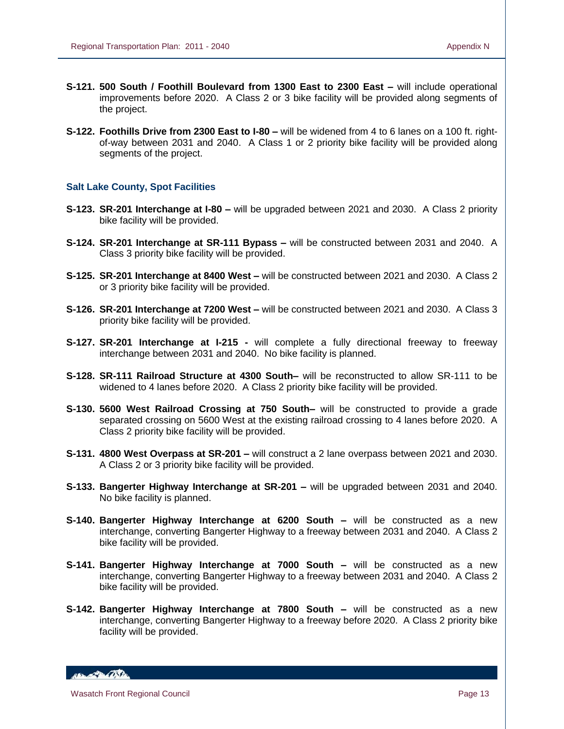**S-121. 500 South / Foothill Boulevard from 1300 East to 2300 East –** will include operational improvements before 2020. A Class 2 or 3 bike facility will be provided along segments of the project.

**S-122. Foothills Drive from 2300 East to I-80 –** will be widened from 4 to 6 lanes on a 100 ft. right-of-way between 2031 and 2040. A Class 1 or 2 priority bike facility will be provided along segments of the project.

### Salt Lake County, Spot Facilities

**S-123. SR-201 Interchange at I-80 –** will be upgraded between 2021 and 2030. A Class 2 priority bike facility will be provided.

**S-124. SR-201 Interchange at SR-111 Bypass –** will be constructed between 2031 and 2040. A Class 3 priority bike facility will be provided.

**S-125. SR-201 Interchange at 8400 West –** will be constructed between 2021 and 2030. A Class 2 or 3 priority bike facility will be provided.

**S-126. SR-201 Interchange at 7200 West –** will be constructed between 2021 and 2030. A Class 3 priority bike facility will be provided.

**S-127. SR-201 Interchange at I-215 -** will complete a fully directional freeway to freeway interchange between 2031 and 2040. No bike facility is planned.

**S-128. SR-111 Railroad Structure at 4300 South–** will be reconstructed to allow SR-111 to be widened to 4 lanes before 2020. A Class 2 priority bike facility will be provided.

**S-130. 5600 West Railroad Crossing at 750 South–** will be constructed to provide a grade separated crossing on 5600 West at the existing railroad crossing to 4 lanes before 2020. A Class 2 priority bike facility will be provided.

**S-131. 4800 West Overpass at SR-201 –** will construct a 2 lane overpass between 2021 and 2030. A Class 2 or 3 priority bike facility will be provided.

**S-133. Bangerter Highway Interchange at SR-201 –** will be upgraded between 2031 and 2040. No bike facility is planned.

**S-140. Bangerter Highway Interchange at 6200 South –** will be constructed as a new interchange, converting Bangerter Highway to a freeway between 2031 and 2040. A Class 2 bike facility will be provided.

**S-141. Bangerter Highway Interchange at 7000 South –** will be constructed as a new interchange, converting Bangerter Highway to a freeway between 2031 and 2040. A Class 2 bike facility will be provided.

**S-142. Bangerter Highway Interchange at 7800 South –** will be constructed as a new interchange, converting Bangerter Highway to a freeway before 2020. A Class 2 priority bike facility will be provided.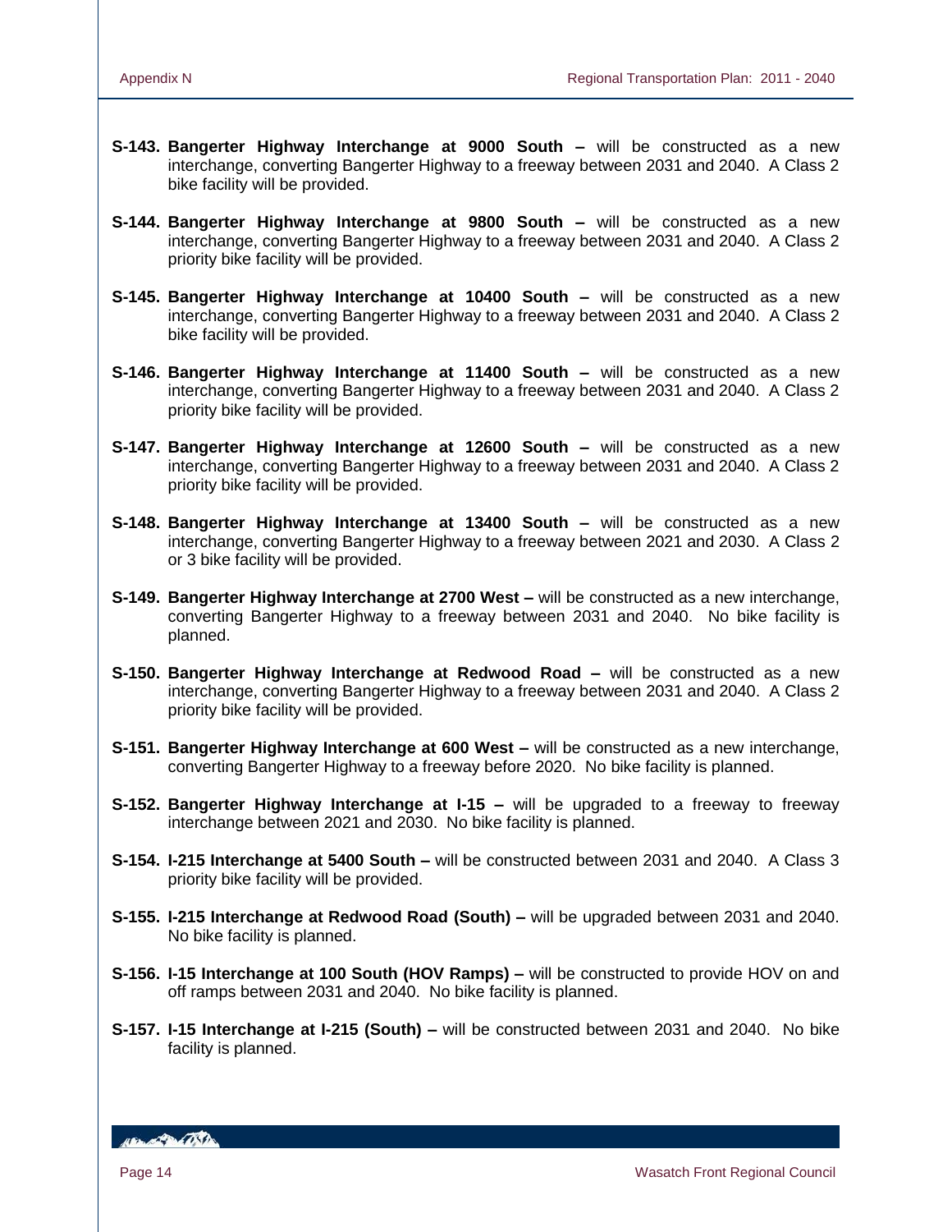**S-143. Bangerter Highway Interchange at 9000 South –** will be constructed as a new interchange, converting Bangerter Highway to a freeway between 2031 and 2040. A Class 2 bike facility will be provided.

**S-144. Bangerter Highway Interchange at 9800 South –** will be constructed as a new interchange, converting Bangerter Highway to a freeway between 2031 and 2040. A Class 2 priority bike facility will be provided.

**S-145. Bangerter Highway Interchange at 10400 South –** will be constructed as a new interchange, converting Bangerter Highway to a freeway between 2031 and 2040. A Class 2 bike facility will be provided.

**S-146. Bangerter Highway Interchange at 11400 South –** will be constructed as a new interchange, converting Bangerter Highway to a freeway between 2031 and 2040. A Class 2 priority bike facility will be provided.

**S-147. Bangerter Highway Interchange at 12600 South –** will be constructed as a new interchange, converting Bangerter Highway to a freeway between 2031 and 2040. A Class 2 priority bike facility will be provided.

**S-148. Bangerter Highway Interchange at 13400 South –** will be constructed as a new interchange, converting Bangerter Highway to a freeway between 2021 and 2030. A Class 2 or 3 bike facility will be provided.

**S-149. Bangerter Highway Interchange at 2700 West –** will be constructed as a new interchange, converting Bangerter Highway to a freeway between 2031 and 2040. No bike facility is planned.

**S-150. Bangerter Highway Interchange at Redwood Road –** will be constructed as a new interchange, converting Bangerter Highway to a freeway between 2031 and 2040. A Class 2 priority bike facility will be provided.

**S-151. Bangerter Highway Interchange at 600 West –** will be constructed as a new interchange, converting Bangerter Highway to a freeway before 2020. No bike facility is planned.

**S-152. Bangerter Highway Interchange at I-15 –** will be upgraded to a freeway to freeway interchange between 2021 and 2030. No bike facility is planned.

**S-154. I-215 Interchange at 5400 South –** will be constructed between 2031 and 2040. A Class 3 priority bike facility will be provided.

**S-155. I-215 Interchange at Redwood Road (South) –** will be upgraded between 2031 and 2040. No bike facility is planned.

**S-156. I-15 Interchange at 100 South (HOV Ramps) –** will be constructed to provide HOV on and off ramps between 2031 and 2040. No bike facility is planned.

**S-157. I-15 Interchange at I-215 (South) –** will be constructed between 2031 and 2040. No bike facility is planned.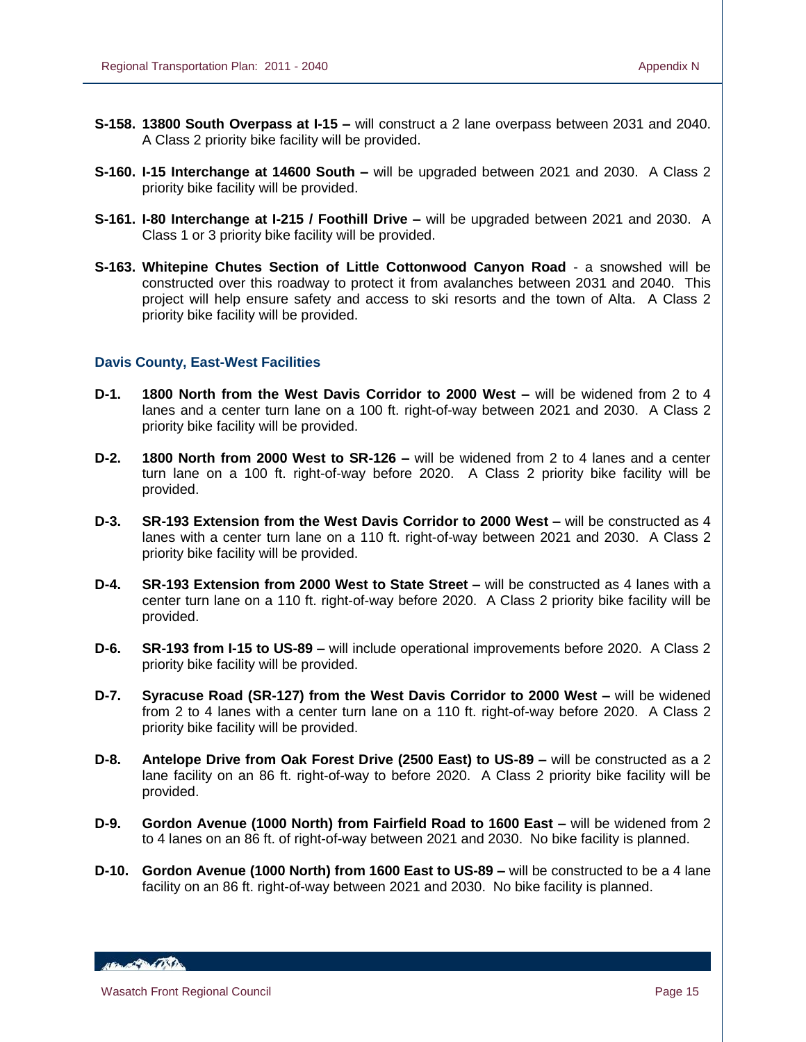**S-158. 13800 South Overpass at I-15 –** will construct a 2 lane overpass between 2031 and 2040. A Class 2 priority bike facility will be provided.

**S-160. I-15 Interchange at 14600 South –** will be upgraded between 2021 and 2030. A Class 2 priority bike facility will be provided.

**S-161. I-80 Interchange at I-215 / Foothill Drive –** will be upgraded between 2021 and 2030. A Class 1 or 3 priority bike facility will be provided.

**S-163. Whitepine Chutes Section of Little Cottonwood Canyon Road** - a snowshed will be constructed over this roadway to protect it from avalanches between 2031 and 2040. This project will help ensure safety and access to ski resorts and the town of Alta. A Class 2 priority bike facility will be provided.

### Davis County, East-West Facilities

**D-1. 1800 North from the West Davis Corridor to 2000 West –** will be widened from 2 to 4 lanes and a center turn lane on a 100 ft. right-of-way between 2021 and 2030. A Class 2 priority bike facility will be provided.

**D-2. 1800 North from 2000 West to SR-126 –** will be widened from 2 to 4 lanes and a center turn lane on a 100 ft. right-of-way before 2020. A Class 2 priority bike facility will be provided.

**D-3. SR-193 Extension from the West Davis Corridor to 2000 West –** will be constructed as 4 lanes with a center turn lane on a 110 ft. right-of-way between 2021 and 2030. A Class 2 priority bike facility will be provided.

**D-4. SR-193 Extension from 2000 West to State Street –** will be constructed as 4 lanes with a center turn lane on a 110 ft. right-of-way before 2020. A Class 2 priority bike facility will be provided.

**D-6. SR-193 from I-15 to US-89 –** will include operational improvements before 2020. A Class 2 priority bike facility will be provided.

**D-7. Syracuse Road (SR-127) from the West Davis Corridor to 2000 West –** will be widened from 2 to 4 lanes with a center turn lane on a 110 ft. right-of-way before 2020. A Class 2 priority bike facility will be provided.

**D-8. Antelope Drive from Oak Forest Drive (2500 East) to US-89 –** will be constructed as a 2 lane facility on an 86 ft. right-of-way to before 2020. A Class 2 priority bike facility will be provided.

**D-9. Gordon Avenue (1000 North) from Fairfield Road to 1600 East –** will be widened from 2 to 4 lanes on an 86 ft. of right-of-way between 2021 and 2030. No bike facility is planned.

**D-10. Gordon Avenue (1000 North) from 1600 East to US-89 –** will be constructed to be a 4 lane facility on an 86 ft. right-of-way between 2021 and 2030. No bike facility is planned.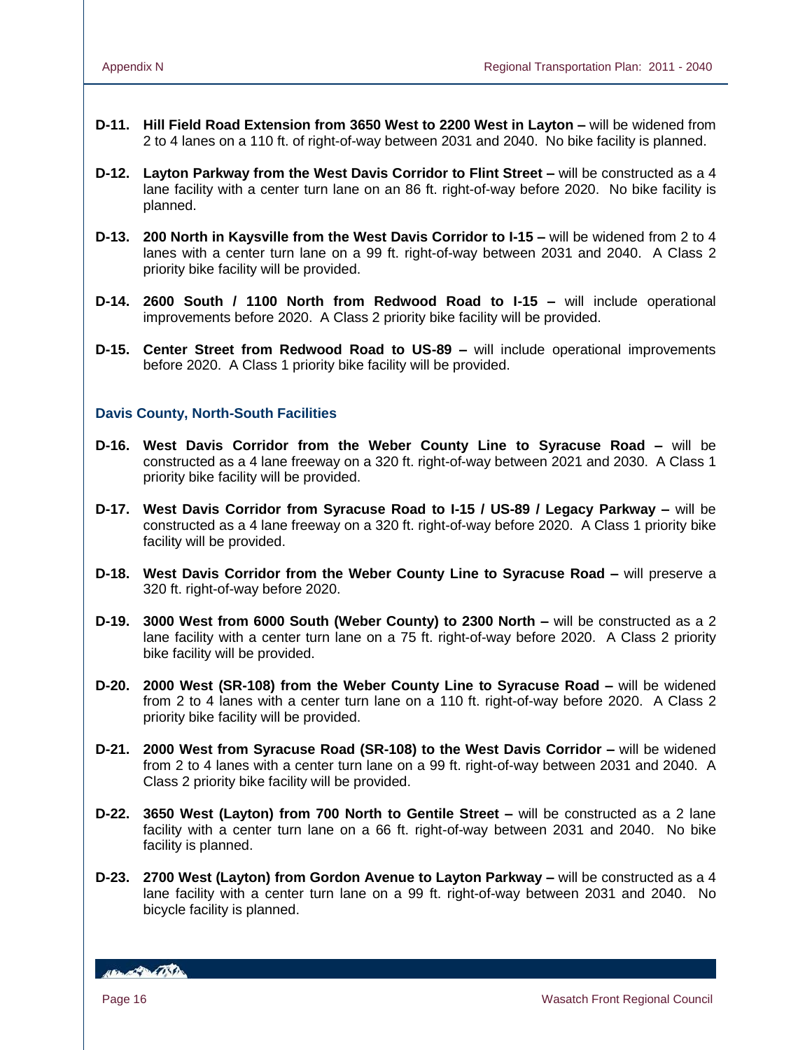**D-11. Hill Field Road Extension from 3650 West to 2200 West in Layton –** will be widened from 2 to 4 lanes on a 110 ft. of right-of-way between 2031 and 2040. No bike facility is planned.

**D-12. Layton Parkway from the West Davis Corridor to Flint Street –** will be constructed as a 4 lane facility with a center turn lane on an 86 ft. right-of-way before 2020. No bike facility is planned.

**D-13. 200 North in Kaysville from the West Davis Corridor to I-15 –** will be widened from 2 to 4 lanes with a center turn lane on a 99 ft. right-of-way between 2031 and 2040. A Class 2 priority bike facility will be provided.

**D-14. 2600 South / 1100 North from Redwood Road to I-15 –** will include operational improvements before 2020. A Class 2 priority bike facility will be provided.

**D-15. Center Street from Redwood Road to US-89 –** will include operational improvements before 2020. A Class 1 priority bike facility will be provided.

### Davis County, North-South Facilities

**D-16. West Davis Corridor from the Weber County Line to Syracuse Road –** will be constructed as a 4 lane freeway on a 320 ft. right-of-way between 2021 and 2030. A Class 1 priority bike facility will be provided.

**D-17. West Davis Corridor from Syracuse Road to I-15 / US-89 / Legacy Parkway –** will be constructed as a 4 lane freeway on a 320 ft. right-of-way before 2020. A Class 1 priority bike facility will be provided.

**D-18. West Davis Corridor from the Weber County Line to Syracuse Road –** will preserve a 320 ft. right-of-way before 2020.

**D-19. 3000 West from 6000 South (Weber County) to 2300 North –** will be constructed as a 2 lane facility with a center turn lane on a 75 ft. right-of-way before 2020. A Class 2 priority bike facility will be provided.

**D-20. 2000 West (SR-108) from the Weber County Line to Syracuse Road –** will be widened from 2 to 4 lanes with a center turn lane on a 110 ft. right-of-way before 2020. A Class 2 priority bike facility will be provided.

**D-21. 2000 West from Syracuse Road (SR-108) to the West Davis Corridor –** will be widened from 2 to 4 lanes with a center turn lane on a 99 ft. right-of-way between 2031 and 2040. A Class 2 priority bike facility will be provided.

**D-22. 3650 West (Layton) from 700 North to Gentile Street –** will be constructed as a 2 lane facility with a center turn lane on a 66 ft. right-of-way between 2031 and 2040. No bike facility is planned.

**D-23. 2700 West (Layton) from Gordon Avenue to Layton Parkway –** will be constructed as a 4 lane facility with a center turn lane on a 99 ft. right-of-way between 2031 and 2040. No bicycle facility is planned.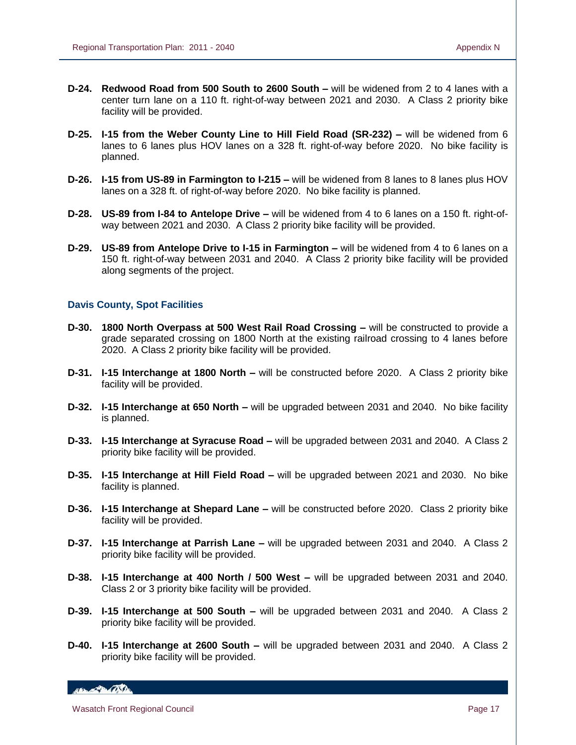**D-24. Redwood Road from 500 South to 2600 South –** will be widened from 2 to 4 lanes with a center turn lane on a 110 ft. right-of-way between 2021 and 2030. A Class 2 priority bike facility will be provided.

**D-25. I-15 from the Weber County Line to Hill Field Road (SR-232) –** will be widened from 6 lanes to 6 lanes plus HOV lanes on a 328 ft. right-of-way before 2020. No bike facility is planned.

**D-26. I-15 from US-89 in Farmington to I-215 –** will be widened from 8 lanes to 8 lanes plus HOV lanes on a 328 ft. of right-of-way before 2020. No bike facility is planned.

**D-28. US-89 from I-84 to Antelope Drive –** will be widened from 4 to 6 lanes on a 150 ft. right-of-way between 2021 and 2030. A Class 2 priority bike facility will be provided.

**D-29. US-89 from Antelope Drive to I-15 in Farmington –** will be widened from 4 to 6 lanes on a 150 ft. right-of-way between 2031 and 2040. A Class 2 priority bike facility will be provided along segments of the project.

### Davis County, Spot Facilities

**D-30. 1800 North Overpass at 500 West Rail Road Crossing –** will be constructed to provide a grade separated crossing on 1800 North at the existing railroad crossing to 4 lanes before 2020. A Class 2 priority bike facility will be provided.

**D-31. I-15 Interchange at 1800 North –** will be constructed before 2020. A Class 2 priority bike facility will be provided.

**D-32. I-15 Interchange at 650 North –** will be upgraded between 2031 and 2040. No bike facility is planned.

**D-33. I-15 Interchange at Syracuse Road –** will be upgraded between 2031 and 2040. A Class 2 priority bike facility will be provided.

**D-35. I-15 Interchange at Hill Field Road –** will be upgraded between 2021 and 2030. No bike facility is planned.

**D-36. I-15 Interchange at Shepard Lane –** will be constructed before 2020. Class 2 priority bike facility will be provided.

**D-37. I-15 Interchange at Parrish Lane –** will be upgraded between 2031 and 2040. A Class 2 priority bike facility will be provided.

**D-38. I-15 Interchange at 400 North / 500 West –** will be upgraded between 2031 and 2040. Class 2 or 3 priority bike facility will be provided.

**D-39. I-15 Interchange at 500 South –** will be upgraded between 2031 and 2040. A Class 2 priority bike facility will be provided.

**D-40. I-15 Interchange at 2600 South –** will be upgraded between 2031 and 2040. A Class 2 priority bike facility will be provided.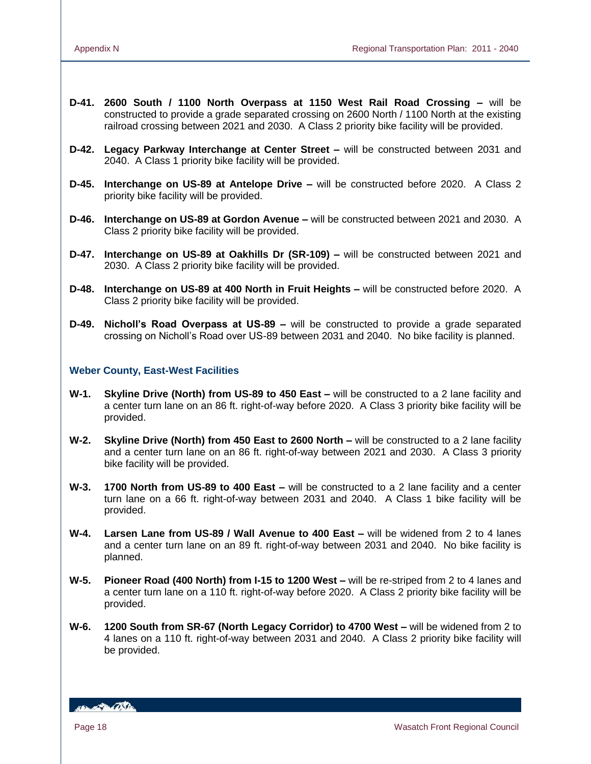**D-41. 2600 South / 1100 North Overpass at 1150 West Rail Road Crossing –** will be constructed to provide a grade separated crossing on 2600 North / 1100 North at the existing railroad crossing between 2021 and 2030. A Class 2 priority bike facility will be provided.

**D-42. Legacy Parkway Interchange at Center Street –** will be constructed between 2031 and 2040. A Class 1 priority bike facility will be provided.

**D-45. Interchange on US-89 at Antelope Drive –** will be constructed before 2020. A Class 2 priority bike facility will be provided.

**D-46. Interchange on US-89 at Gordon Avenue –** will be constructed between 2021 and 2030. A Class 2 priority bike facility will be provided.

**D-47. Interchange on US-89 at Oakhills Dr (SR-109) –** will be constructed between 2021 and 2030. A Class 2 priority bike facility will be provided.

**D-48. Interchange on US-89 at 400 North in Fruit Heights –** will be constructed before 2020. A Class 2 priority bike facility will be provided.

**D-49. Nicholl's Road Overpass at US-89 –** will be constructed to provide a grade separated crossing on Nicholl's Road over US-89 between 2031 and 2040. No bike facility is planned.

### Weber County, East-West Facilities

**W-1. Skyline Drive (North) from US-89 to 450 East –** will be constructed to a 2 lane facility and a center turn lane on an 86 ft. right-of-way before 2020. A Class 3 priority bike facility will be provided.

**W-2. Skyline Drive (North) from 450 East to 2600 North –** will be constructed to a 2 lane facility and a center turn lane on an 86 ft. right-of-way between 2021 and 2030. A Class 3 priority bike facility will be provided.

**W-3. 1700 North from US-89 to 400 East –** will be constructed to a 2 lane facility and a center turn lane on a 66 ft. right-of-way between 2031 and 2040. A Class 1 bike facility will be provided.

**W-4. Larsen Lane from US-89 / Wall Avenue to 400 East –** will be widened from 2 to 4 lanes and a center turn lane on an 89 ft. right-of-way between 2031 and 2040. No bike facility is planned.

**W-5. Pioneer Road (400 North) from I-15 to 1200 West –** will be re-striped from 2 to 4 lanes and a center turn lane on a 110 ft. right-of-way before 2020. A Class 2 priority bike facility will be provided.

**W-6. 1200 South from SR-67 (North Legacy Corridor) to 4700 West –** will be widened from 2 to 4 lanes on a 110 ft. right-of-way between 2031 and 2040. A Class 2 priority bike facility will be provided.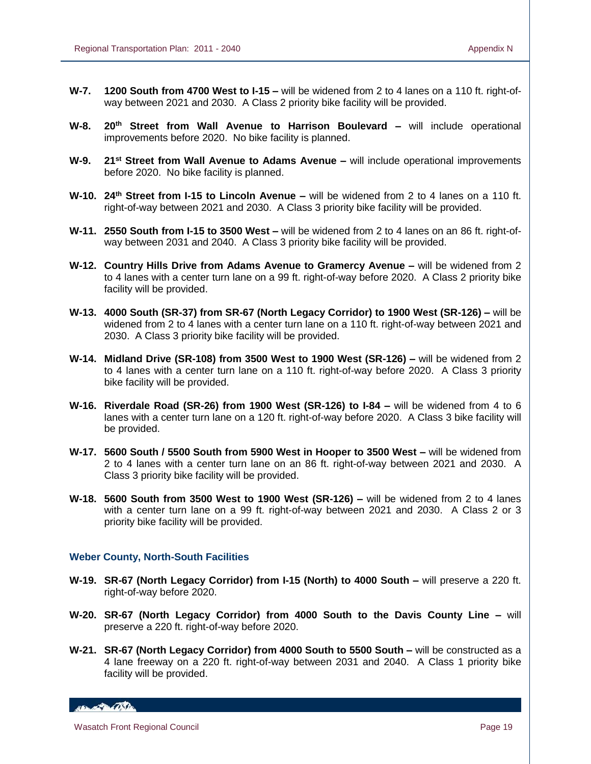**W-7. 1200 South from 4700 West to I-15 –** will be widened from 2 to 4 lanes on a 110 ft. right-of-way between 2021 and 2030. A Class 2 priority bike facility will be provided.

**W-8. 20th Street from Wall Avenue to Harrison Boulevard –** will include operational improvements before 2020. No bike facility is planned.

**W-9. 21st Street from Wall Avenue to Adams Avenue –** will include operational improvements before 2020. No bike facility is planned.

**W-10. 24th Street from I-15 to Lincoln Avenue –** will be widened from 2 to 4 lanes on a 110 ft. right-of-way between 2021 and 2030. A Class 3 priority bike facility will be provided.

**W-11. 2550 South from I-15 to 3500 West –** will be widened from 2 to 4 lanes on an 86 ft. right-of-way between 2031 and 2040. A Class 3 priority bike facility will be provided.

**W-12. Country Hills Drive from Adams Avenue to Gramercy Avenue –** will be widened from 2 to 4 lanes with a center turn lane on a 99 ft. right-of-way before 2020. A Class 2 priority bike facility will be provided.

**W-13. 4000 South (SR-37) from SR-67 (North Legacy Corridor) to 1900 West (SR-126) –** will be widened from 2 to 4 lanes with a center turn lane on a 110 ft. right-of-way between 2021 and 2030. A Class 3 priority bike facility will be provided.

**W-14. Midland Drive (SR-108) from 3500 West to 1900 West (SR-126) –** will be widened from 2 to 4 lanes with a center turn lane on a 110 ft. right-of-way before 2020. A Class 3 priority bike facility will be provided.

**W-16. Riverdale Road (SR-26) from 1900 West (SR-126) to I-84 –** will be widened from 4 to 6 lanes with a center turn lane on a 120 ft. right-of-way before 2020. A Class 3 bike facility will be provided.

**W-17. 5600 South / 5500 South from 5900 West in Hooper to 3500 West –** will be widened from 2 to 4 lanes with a center turn lane on an 86 ft. right-of-way between 2021 and 2030. A Class 3 priority bike facility will be provided.

**W-18. 5600 South from 3500 West to 1900 West (SR-126) –** will be widened from 2 to 4 lanes with a center turn lane on a 99 ft. right-of-way between 2021 and 2030. A Class 2 or 3 priority bike facility will be provided.

### Weber County, North-South Facilities

**W-19. SR-67 (North Legacy Corridor) from I-15 (North) to 4000 South –** will preserve a 220 ft. right-of-way before 2020.

**W-20. SR-67 (North Legacy Corridor) from 4000 South to the Davis County Line –** will preserve a 220 ft. right-of-way before 2020.

**W-21. SR-67 (North Legacy Corridor) from 4000 South to 5500 South –** will be constructed as a 4 lane freeway on a 220 ft. right-of-way between 2031 and 2040. A Class 1 priority bike facility will be provided.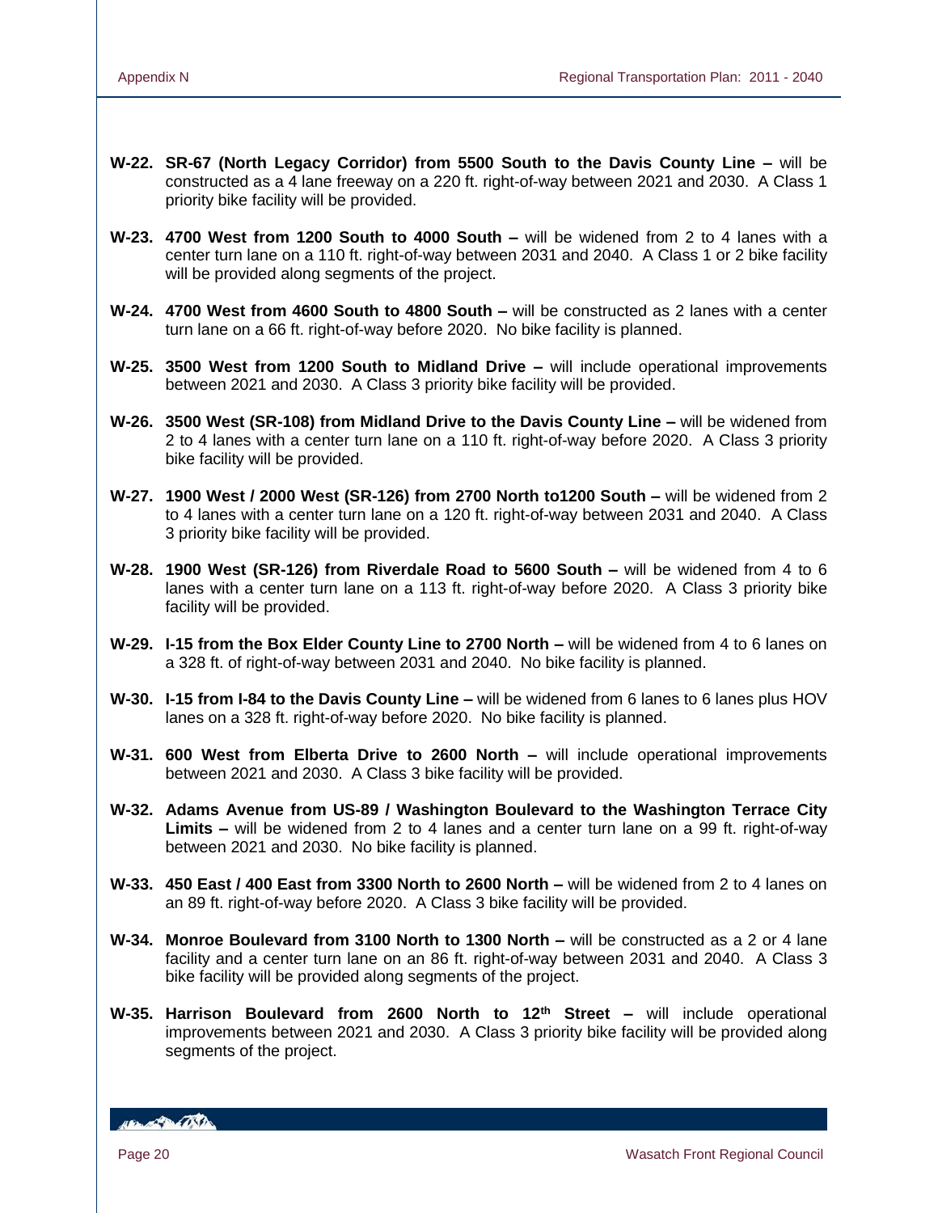- **W-22. SR-67 (North Legacy Corridor) from 5500 South to the Davis County Line –** will be constructed as a 4 lane freeway on a 220 ft. right-of-way between 2021 and 2030. A Class 1 priority bike facility will be provided.

- **W-23. 4700 West from 1200 South to 4000 South –** will be widened from 2 to 4 lanes with a center turn lane on a 110 ft. right-of-way between 2031 and 2040. A Class 1 or 2 bike facility will be provided along segments of the project.

- **W-24. 4700 West from 4600 South to 4800 South –** will be constructed as 2 lanes with a center turn lane on a 66 ft. right-of-way before 2020. No bike facility is planned.

- **W-25. 3500 West from 1200 South to Midland Drive –** will include operational improvements between 2021 and 2030. A Class 3 priority bike facility will be provided.

- **W-26. 3500 West (SR-108) from Midland Drive to the Davis County Line –** will be widened from 2 to 4 lanes with a center turn lane on a 110 ft. right-of-way before 2020. A Class 3 priority bike facility will be provided.

- **W-27. 1900 West / 2000 West (SR-126) from 2700 North to1200 South –** will be widened from 2 to 4 lanes with a center turn lane on a 120 ft. right-of-way between 2031 and 2040. A Class 3 priority bike facility will be provided.

- **W-28. 1900 West (SR-126) from Riverdale Road to 5600 South –** will be widened from 4 to 6 lanes with a center turn lane on a 113 ft. right-of-way before 2020. A Class 3 priority bike facility will be provided.

- **W-29. I-15 from the Box Elder County Line to 2700 North –** will be widened from 4 to 6 lanes on a 328 ft. of right-of-way between 2031 and 2040. No bike facility is planned.

- **W-30. I-15 from I-84 to the Davis County Line –** will be widened from 6 lanes to 6 lanes plus HOV lanes on a 328 ft. right-of-way before 2020. No bike facility is planned.

- **W-31. 600 West from Elberta Drive to 2600 North –** will include operational improvements between 2021 and 2030. A Class 3 bike facility will be provided.

- **W-32. Adams Avenue from US-89 / Washington Boulevard to the Washington Terrace City Limits –** will be widened from 2 to 4 lanes and a center turn lane on a 99 ft. right-of-way between 2021 and 2030. No bike facility is planned.

- **W-33. 450 East / 400 East from 3300 North to 2600 North –** will be widened from 2 to 4 lanes on an 89 ft. right-of-way before 2020. A Class 3 bike facility will be provided.

- **W-34. Monroe Boulevard from 3100 North to 1300 North –** will be constructed as a 2 or 4 lane facility and a center turn lane on an 86 ft. right-of-way between 2031 and 2040. A Class 3 bike facility will be provided along segments of the project.

- **W-35. Harrison Boulevard from 2600 North to 12th Street –** will include operational improvements between 2021 and 2030. A Class 3 priority bike facility will be provided along segments of the project.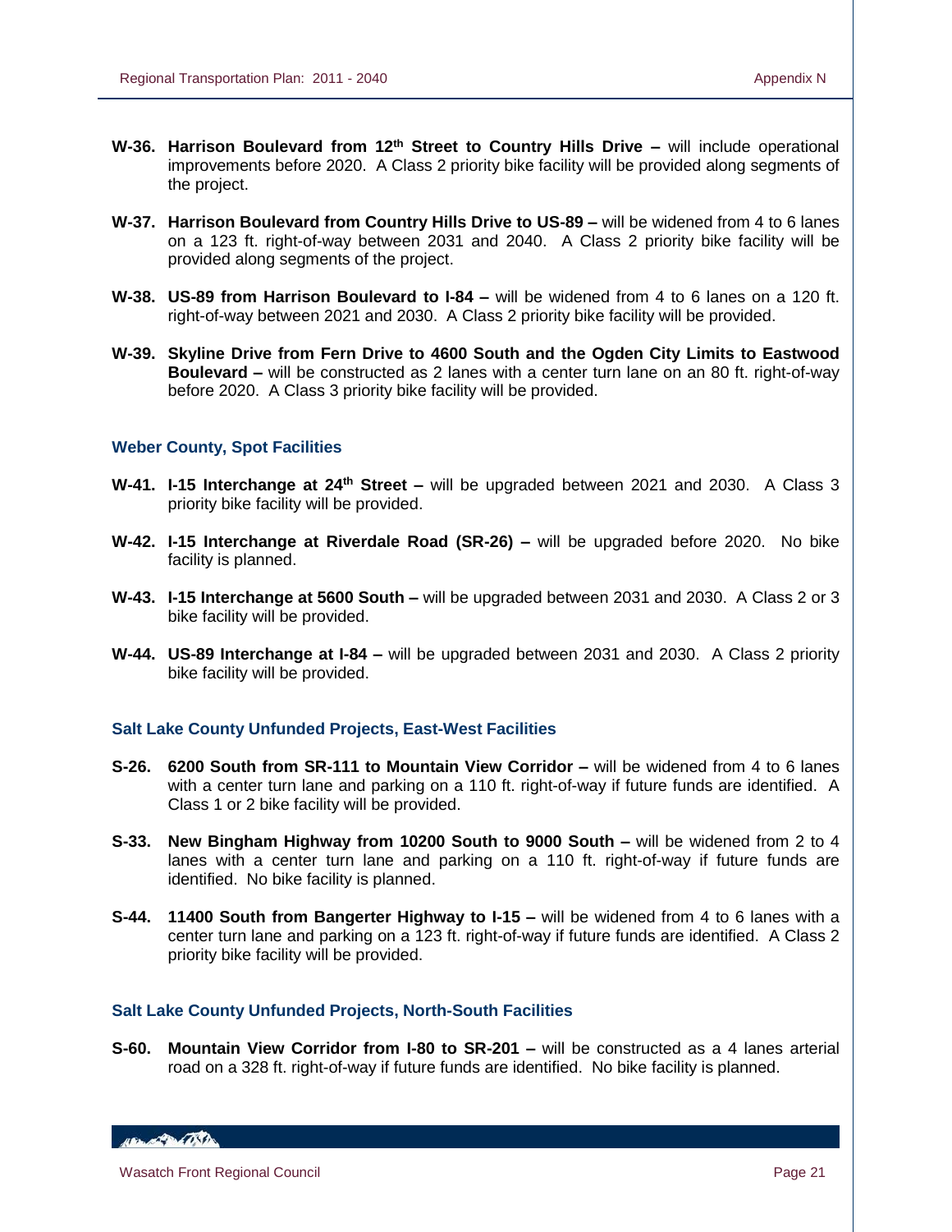**W-36. Harrison Boulevard from 12th Street to Country Hills Drive –** will include operational improvements before 2020. A Class 2 priority bike facility will be provided along segments of the project.

**W-37. Harrison Boulevard from Country Hills Drive to US-89 –** will be widened from 4 to 6 lanes on a 123 ft. right-of-way between 2031 and 2040. A Class 2 priority bike facility will be provided along segments of the project.

**W-38. US-89 from Harrison Boulevard to I-84 –** will be widened from 4 to 6 lanes on a 120 ft. right-of-way between 2021 and 2030. A Class 2 priority bike facility will be provided.

**W-39. Skyline Drive from Fern Drive to 4600 South and the Ogden City Limits to Eastwood Boulevard –** will be constructed as 2 lanes with a center turn lane on an 80 ft. right-of-way before 2020. A Class 3 priority bike facility will be provided.

### Weber County, Spot Facilities

**W-41. I-15 Interchange at 24th Street –** will be upgraded between 2021 and 2030. A Class 3 priority bike facility will be provided.

**W-42. I-15 Interchange at Riverdale Road (SR-26) –** will be upgraded before 2020. No bike facility is planned.

**W-43. I-15 Interchange at 5600 South –** will be upgraded between 2031 and 2030. A Class 2 or 3 bike facility will be provided.

**W-44. US-89 Interchange at I-84 –** will be upgraded between 2031 and 2030. A Class 2 priority bike facility will be provided.

### Salt Lake County Unfunded Projects, East-West Facilities

**S-26. 6200 South from SR-111 to Mountain View Corridor –** will be widened from 4 to 6 lanes with a center turn lane and parking on a 110 ft. right-of-way if future funds are identified. A Class 1 or 2 bike facility will be provided.

**S-33. New Bingham Highway from 10200 South to 9000 South –** will be widened from 2 to 4 lanes with a center turn lane and parking on a 110 ft. right-of-way if future funds are identified. No bike facility is planned.

**S-44. 11400 South from Bangerter Highway to I-15 –** will be widened from 4 to 6 lanes with a center turn lane and parking on a 123 ft. right-of-way if future funds are identified. A Class 2 priority bike facility will be provided.

### Salt Lake County Unfunded Projects, North-South Facilities

**S-60. Mountain View Corridor from I-80 to SR-201 –** will be constructed as a 4 lanes arterial road on a 328 ft. right-of-way if future funds are identified. No bike facility is planned.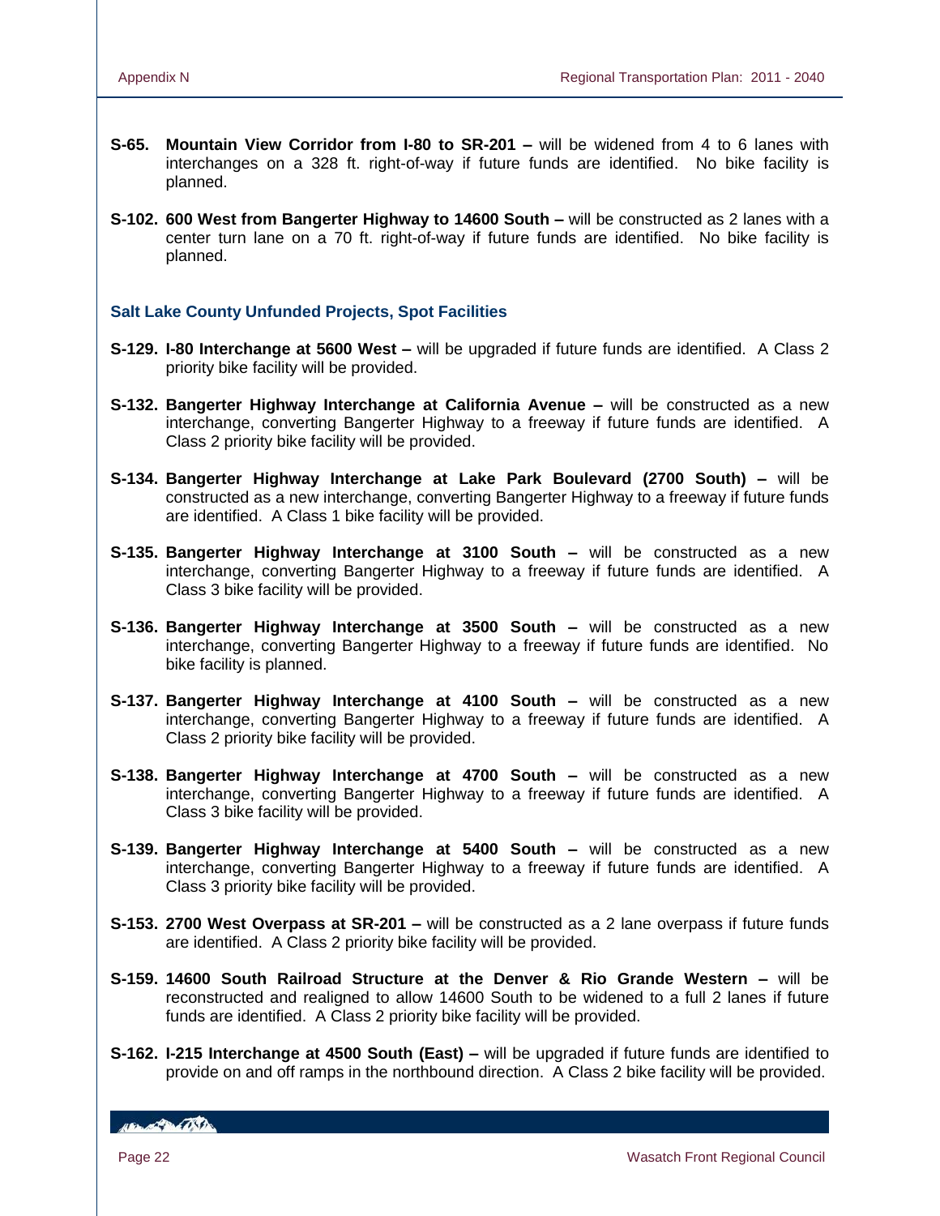**S-65. Mountain View Corridor from I-80 to SR-201 –** will be widened from 4 to 6 lanes with interchanges on a 328 ft. right-of-way if future funds are identified. No bike facility is planned.

**S-102. 600 West from Bangerter Highway to 14600 South –** will be constructed as 2 lanes with a center turn lane on a 70 ft. right-of-way if future funds are identified. No bike facility is planned.

### Salt Lake County Unfunded Projects, Spot Facilities

**S-129. I-80 Interchange at 5600 West –** will be upgraded if future funds are identified. A Class 2 priority bike facility will be provided.

**S-132. Bangerter Highway Interchange at California Avenue –** will be constructed as a new interchange, converting Bangerter Highway to a freeway if future funds are identified. A Class 2 priority bike facility will be provided.

**S-134. Bangerter Highway Interchange at Lake Park Boulevard (2700 South) –** will be constructed as a new interchange, converting Bangerter Highway to a freeway if future funds are identified. A Class 1 bike facility will be provided.

**S-135. Bangerter Highway Interchange at 3100 South –** will be constructed as a new interchange, converting Bangerter Highway to a freeway if future funds are identified. A Class 3 bike facility will be provided.

**S-136. Bangerter Highway Interchange at 3500 South –** will be constructed as a new interchange, converting Bangerter Highway to a freeway if future funds are identified. No bike facility is planned.

**S-137. Bangerter Highway Interchange at 4100 South –** will be constructed as a new interchange, converting Bangerter Highway to a freeway if future funds are identified. A Class 2 priority bike facility will be provided.

**S-138. Bangerter Highway Interchange at 4700 South –** will be constructed as a new interchange, converting Bangerter Highway to a freeway if future funds are identified. A Class 3 bike facility will be provided.

**S-139. Bangerter Highway Interchange at 5400 South –** will be constructed as a new interchange, converting Bangerter Highway to a freeway if future funds are identified. A Class 3 priority bike facility will be provided.

**S-153. 2700 West Overpass at SR-201 –** will be constructed as a 2 lane overpass if future funds are identified. A Class 2 priority bike facility will be provided.

**S-159. 14600 South Railroad Structure at the Denver & Rio Grande Western –** will be reconstructed and realigned to allow 14600 South to be widened to a full 2 lanes if future funds are identified. A Class 2 priority bike facility will be provided.

**S-162. I-215 Interchange at 4500 South (East) –** will be upgraded if future funds are identified to provide on and off ramps in the northbound direction. A Class 2 bike facility will be provided.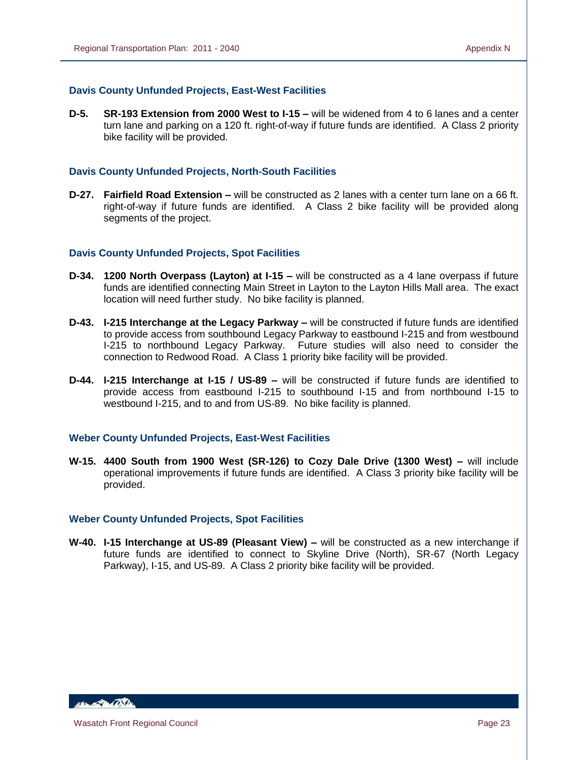### Davis County Unfunded Projects, East-West Facilities

**D-5. SR-193 Extension from 2000 West to I-15 –** will be widened from 4 to 6 lanes and a center turn lane and parking on a 120 ft. right-of-way if future funds are identified. A Class 2 priority bike facility will be provided.

### Davis County Unfunded Projects, North-South Facilities

**D-27. Fairfield Road Extension –** will be constructed as 2 lanes with a center turn lane on a 66 ft. right-of-way if future funds are identified. A Class 2 bike facility will be provided along segments of the project.

### Davis County Unfunded Projects, Spot Facilities

**D-34. 1200 North Overpass (Layton) at I-15 –** will be constructed as a 4 lane overpass if future funds are identified connecting Main Street in Layton to the Layton Hills Mall area. The exact location will need further study. No bike facility is planned.

**D-43. I-215 Interchange at the Legacy Parkway –** will be constructed if future funds are identified to provide access from southbound Legacy Parkway to eastbound I-215 and from westbound I-215 to northbound Legacy Parkway. Future studies will also need to consider the connection to Redwood Road. A Class 1 priority bike facility will be provided.

**D-44. I-215 Interchange at I-15 / US-89 –** will be constructed if future funds are identified to provide access from eastbound I-215 to southbound I-15 and from northbound I-15 to westbound I-215, and to and from US-89. No bike facility is planned.

### Weber County Unfunded Projects, East-West Facilities

**W-15. 4400 South from 1900 West (SR-126) to Cozy Dale Drive (1300 West) –** will include operational improvements if future funds are identified. A Class 3 priority bike facility will be provided.

### Weber County Unfunded Projects, Spot Facilities

**W-40. I-15 Interchange at US-89 (Pleasant View) –** will be constructed as a new interchange if future funds are identified to connect to Skyline Drive (North), SR-67 (North Legacy Parkway), I-15, and US-89. A Class 2 priority bike facility will be provided.